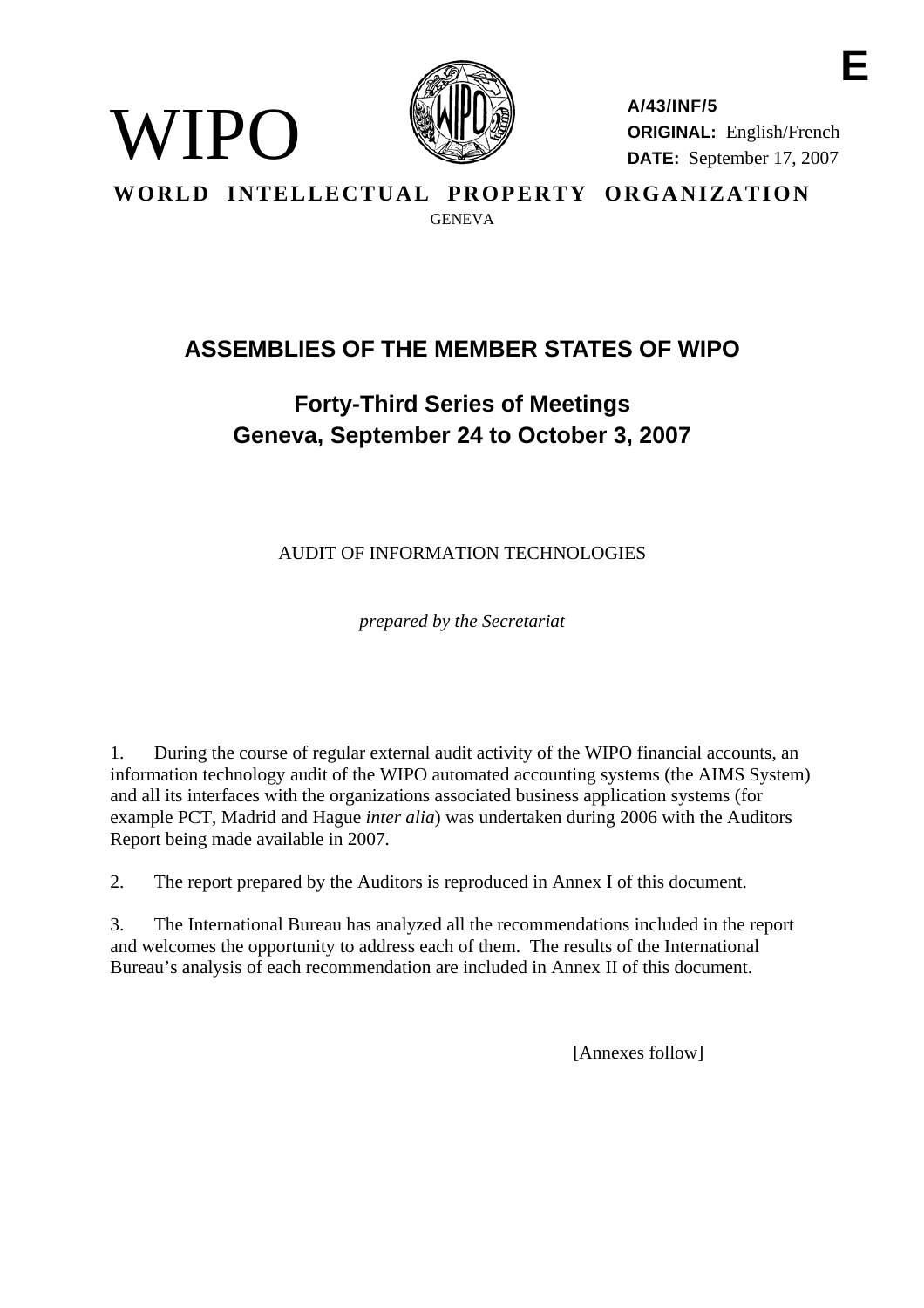E

WIPO

**A/43/INF/5**
**ORIGINAL:** English/French
**DATE:** September 17, 2007

**WORLD INTELLECTUAL PROPERTY ORGANIZATION**
GENEVA

# ASSEMBLIES OF THE MEMBER STATES OF WIPO

## Forty-Third Series of Meetings
## Geneva, September 24 to October 3, 2007

AUDIT OF INFORMATION TECHNOLOGIES

*prepared by the Secretariat*

1. During the course of regular external audit activity of the WIPO financial accounts, an information technology audit of the WIPO automated accounting systems (the AIMS System) and all its interfaces with the organizations associated business application systems (for example PCT, Madrid and Hague *inter alia*) was undertaken during 2006 with the Auditors Report being made available in 2007.

2. The report prepared by the Auditors is reproduced in Annex I of this document.

3. The International Bureau has analyzed all the recommendations included in the report and welcomes the opportunity to address each of them. The results of the International Bureau's analysis of each recommendation are included in Annex II of this document.

[Annexes follow]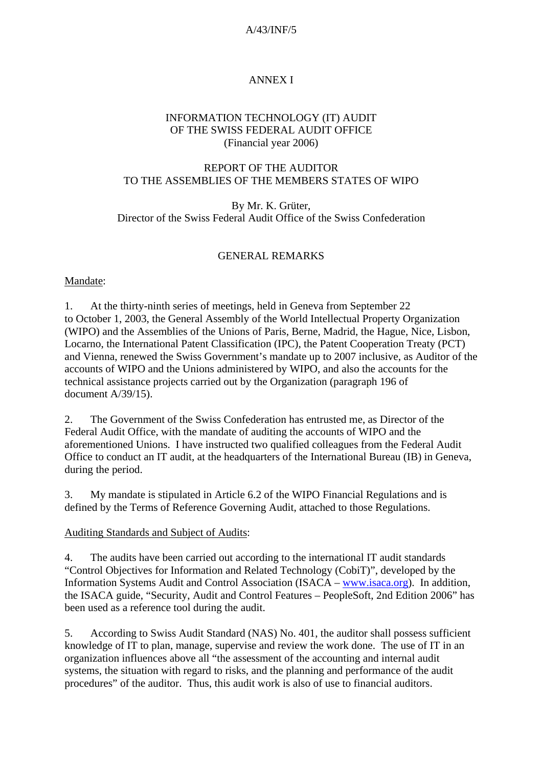ANNEX I

INFORMATION TECHNOLOGY (IT) AUDIT
OF THE SWISS FEDERAL AUDIT OFFICE
(Financial year 2006)

REPORT OF THE AUDITOR
TO THE ASSEMBLIES OF THE MEMBERS STATES OF WIPO

By Mr. K. Grüter,
Director of the Swiss Federal Audit Office of the Swiss Confederation

## GENERAL REMARKS

Mandate:

1. At the thirty-ninth series of meetings, held in Geneva from September 22 to October 1, 2003, the General Assembly of the World Intellectual Property Organization (WIPO) and the Assemblies of the Unions of Paris, Berne, Madrid, the Hague, Nice, Lisbon, Locarno, the International Patent Classification (IPC), the Patent Cooperation Treaty (PCT) and Vienna, renewed the Swiss Government's mandate up to 2007 inclusive, as Auditor of the accounts of WIPO and the Unions administered by WIPO, and also the accounts for the technical assistance projects carried out by the Organization (paragraph 196 of document A/39/15).

2. The Government of the Swiss Confederation has entrusted me, as Director of the Federal Audit Office, with the mandate of auditing the accounts of WIPO and the aforementioned Unions. I have instructed two qualified colleagues from the Federal Audit Office to conduct an IT audit, at the headquarters of the International Bureau (IB) in Geneva, during the period.

3. My mandate is stipulated in Article 6.2 of the WIPO Financial Regulations and is defined by the Terms of Reference Governing Audit, attached to those Regulations.

Auditing Standards and Subject of Audits:

4. The audits have been carried out according to the international IT audit standards "Control Objectives for Information and Related Technology (CobiT)", developed by the Information Systems Audit and Control Association (ISACA – www.isaca.org). In addition, the ISACA guide, "Security, Audit and Control Features – PeopleSoft, 2nd Edition 2006" has been used as a reference tool during the audit.

5. According to Swiss Audit Standard (NAS) No. 401, the auditor shall possess sufficient knowledge of IT to plan, manage, supervise and review the work done. The use of IT in an organization influences above all "the assessment of the accounting and internal audit systems, the situation with regard to risks, and the planning and performance of the audit procedures" of the auditor. Thus, this audit work is also of use to financial auditors.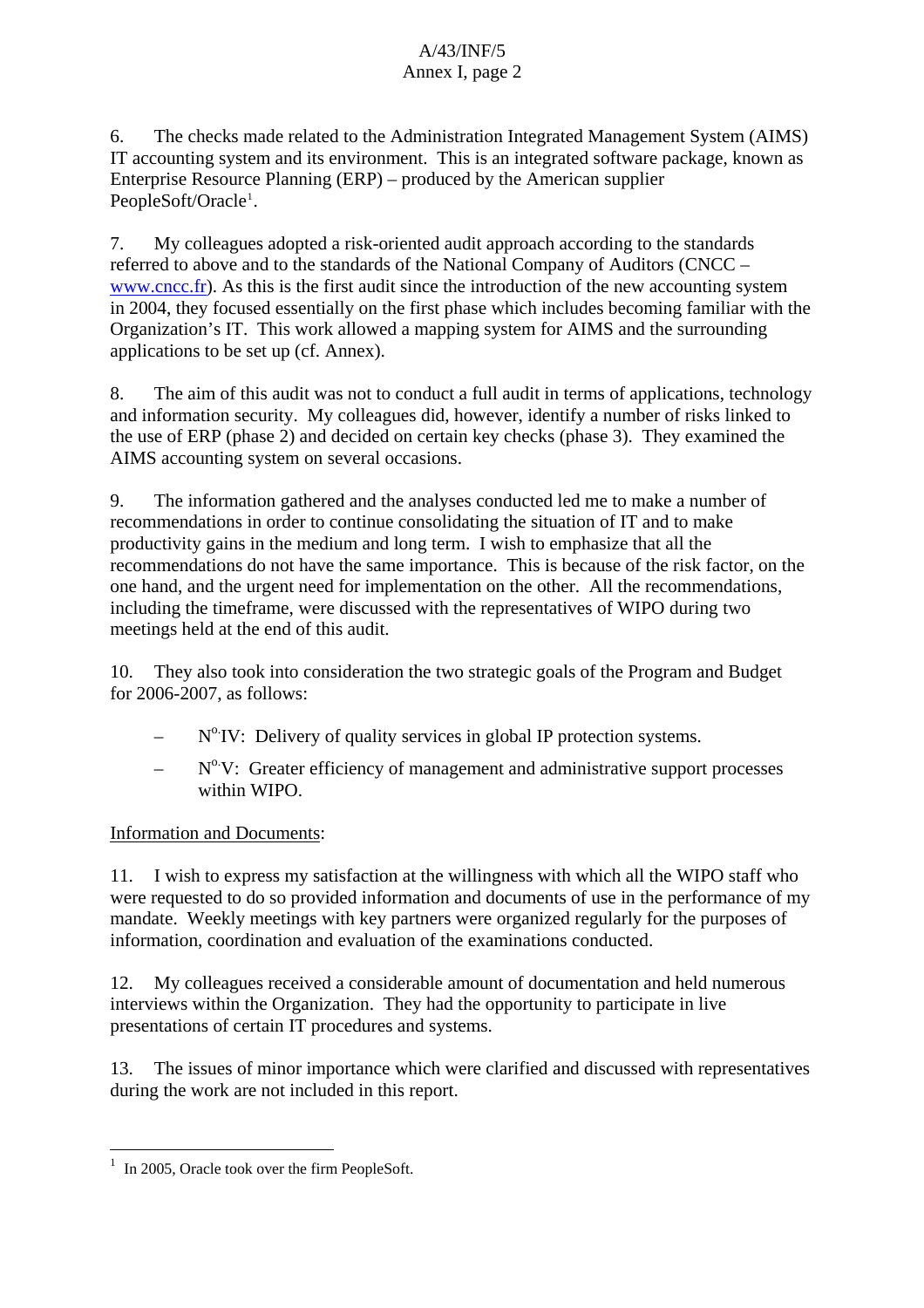6. The checks made related to the Administration Integrated Management System (AIMS) IT accounting system and its environment. This is an integrated software package, known as Enterprise Resource Planning (ERP) – produced by the American supplier PeopleSoft/Oracle[1].

7. My colleagues adopted a risk-oriented audit approach according to the standards referred to above and to the standards of the National Company of Auditors (CNCC – [www.cncc.fr](http://www.cncc.fr)). As this is the first audit since the introduction of the new accounting system in 2004, they focused essentially on the first phase which includes becoming familiar with the Organization's IT. This work allowed a mapping system for AIMS and the surrounding applications to be set up (cf. Annex).

8. The aim of this audit was not to conduct a full audit in terms of applications, technology and information security. My colleagues did, however, identify a number of risks linked to the use of ERP (phase 2) and decided on certain key checks (phase 3). They examined the AIMS accounting system on several occasions.

9. The information gathered and the analyses conducted led me to make a number of recommendations in order to continue consolidating the situation of IT and to make productivity gains in the medium and long term. I wish to emphasize that all the recommendations do not have the same importance. This is because of the risk factor, on the one hand, and the urgent need for implementation on the other. All the recommendations, including the timeframe, were discussed with the representatives of WIPO during two meetings held at the end of this audit.

10. They also took into consideration the two strategic goals of the Program and Budget for 2006-2007, as follows:

- N°IV: Delivery of quality services in global IP protection systems.
- N°V: Greater efficiency of management and administrative support processes within WIPO.

Information and Documents:

11. I wish to express my satisfaction at the willingness with which all the WIPO staff who were requested to do so provided information and documents of use in the performance of my mandate. Weekly meetings with key partners were organized regularly for the purposes of information, coordination and evaluation of the examinations conducted.

12. My colleagues received a considerable amount of documentation and held numerous interviews within the Organization. They had the opportunity to participate in live presentations of certain IT procedures and systems.

13. The issues of minor importance which were clarified and discussed with representatives during the work are not included in this report.

---

[1] In 2005, Oracle took over the firm PeopleSoft.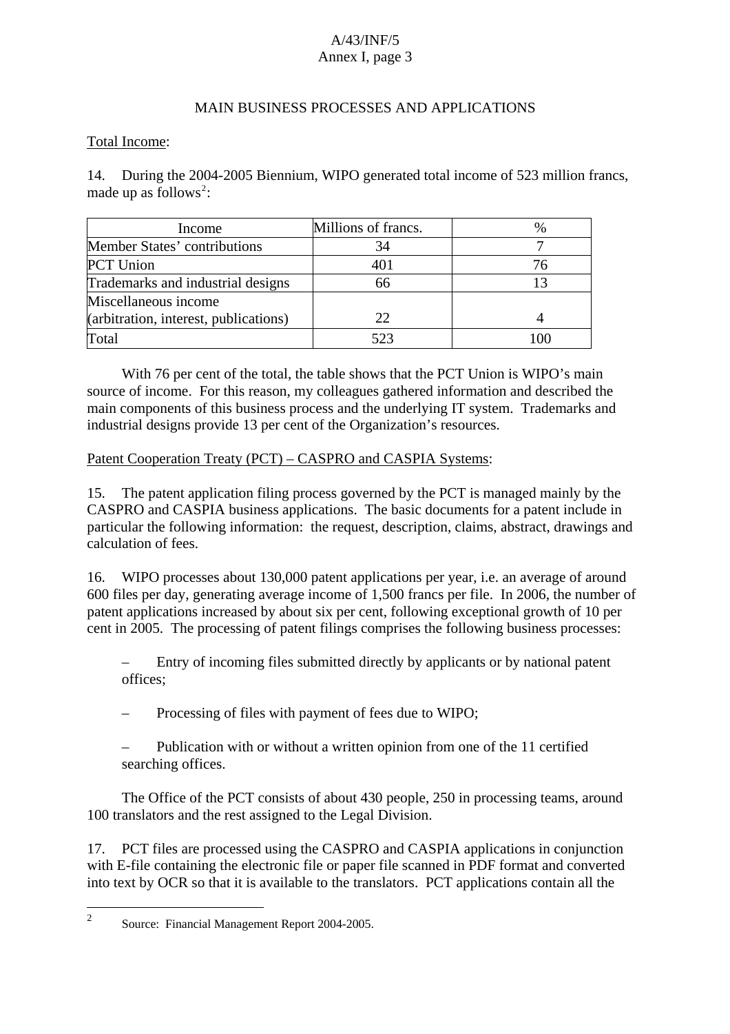MAIN BUSINESS PROCESSES AND APPLICATIONS

Total Income:

14. During the 2004-2005 Biennium, WIPO generated total income of 523 million francs, made up as follows[2]:

| Income | Millions of francs. | % |
|---|---|---|
| Member States' contributions | 34 | 7 |
| PCT Union | 401 | 76 |
| Trademarks and industrial designs | 66 | 13 |
| Miscellaneous income (arbitration, interest, publications) | 22 | 4 |
| Total | 523 | 100 |

With 76 per cent of the total, the table shows that the PCT Union is WIPO's main source of income. For this reason, my colleagues gathered information and described the main components of this business process and the underlying IT system. Trademarks and industrial designs provide 13 per cent of the Organization's resources.

Patent Cooperation Treaty (PCT) – CASPRO and CASPIA Systems:

15. The patent application filing process governed by the PCT is managed mainly by the CASPRO and CASPIA business applications. The basic documents for a patent include in particular the following information: the request, description, claims, abstract, drawings and calculation of fees.

16. WIPO processes about 130,000 patent applications per year, i.e. an average of around 600 files per day, generating average income of 1,500 francs per file. In 2006, the number of patent applications increased by about six per cent, following exceptional growth of 10 per cent in 2005. The processing of patent filings comprises the following business processes:

- Entry of incoming files submitted directly by applicants or by national patent offices;
- Processing of files with payment of fees due to WIPO;
- Publication with or without a written opinion from one of the 11 certified searching offices.

The Office of the PCT consists of about 430 people, 250 in processing teams, around 100 translators and the rest assigned to the Legal Division.

17. PCT files are processed using the CASPRO and CASPIA applications in conjunction with E-file containing the electronic file or paper file scanned in PDF format and converted into text by OCR so that it is available to the translators. PCT applications contain all the

[2] Source: Financial Management Report 2004-2005.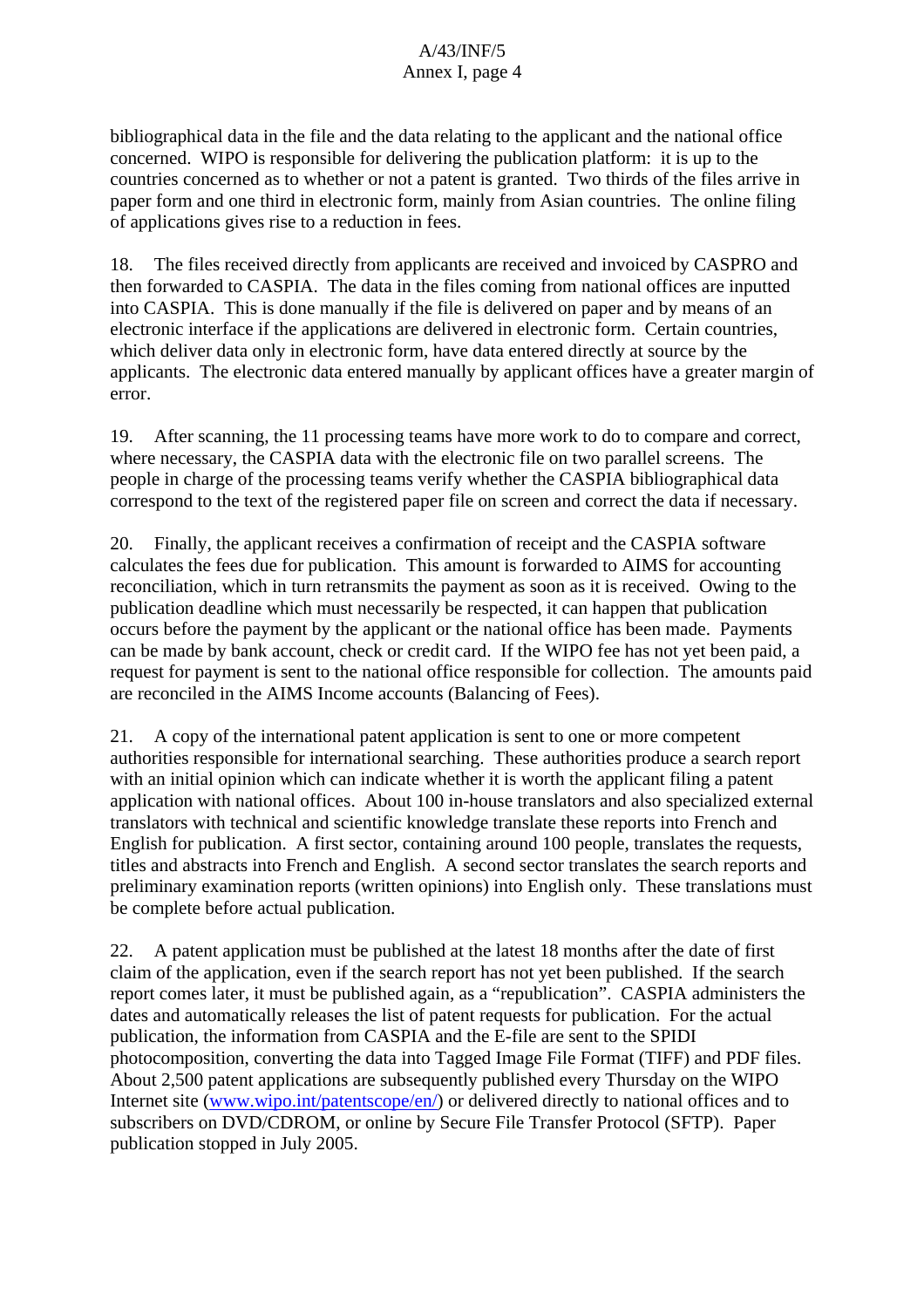bibliographical data in the file and the data relating to the applicant and the national office concerned. WIPO is responsible for delivering the publication platform: it is up to the countries concerned as to whether or not a patent is granted. Two thirds of the files arrive in paper form and one third in electronic form, mainly from Asian countries. The online filing of applications gives rise to a reduction in fees.

18. The files received directly from applicants are received and invoiced by CASPRO and then forwarded to CASPIA. The data in the files coming from national offices are inputted into CASPIA. This is done manually if the file is delivered on paper and by means of an electronic interface if the applications are delivered in electronic form. Certain countries, which deliver data only in electronic form, have data entered directly at source by the applicants. The electronic data entered manually by applicant offices have a greater margin of error.

19. After scanning, the 11 processing teams have more work to do to compare and correct, where necessary, the CASPIA data with the electronic file on two parallel screens. The people in charge of the processing teams verify whether the CASPIA bibliographical data correspond to the text of the registered paper file on screen and correct the data if necessary.

20. Finally, the applicant receives a confirmation of receipt and the CASPIA software calculates the fees due for publication. This amount is forwarded to AIMS for accounting reconciliation, which in turn retransmits the payment as soon as it is received. Owing to the publication deadline which must necessarily be respected, it can happen that publication occurs before the payment by the applicant or the national office has been made. Payments can be made by bank account, check or credit card. If the WIPO fee has not yet been paid, a request for payment is sent to the national office responsible for collection. The amounts paid are reconciled in the AIMS Income accounts (Balancing of Fees).

21. A copy of the international patent application is sent to one or more competent authorities responsible for international searching. These authorities produce a search report with an initial opinion which can indicate whether it is worth the applicant filing a patent application with national offices. About 100 in-house translators and also specialized external translators with technical and scientific knowledge translate these reports into French and English for publication. A first sector, containing around 100 people, translates the requests, titles and abstracts into French and English. A second sector translates the search reports and preliminary examination reports (written opinions) into English only. These translations must be complete before actual publication.

22. A patent application must be published at the latest 18 months after the date of first claim of the application, even if the search report has not yet been published. If the search report comes later, it must be published again, as a "republication". CASPIA administers the dates and automatically releases the list of patent requests for publication. For the actual publication, the information from CASPIA and the E-file are sent to the SPIDI photocomposition, converting the data into Tagged Image File Format (TIFF) and PDF files. About 2,500 patent applications are subsequently published every Thursday on the WIPO Internet site (www.wipo.int/patentscope/en/) or delivered directly to national offices and to subscribers on DVD/CDROM, or online by Secure File Transfer Protocol (SFTP). Paper publication stopped in July 2005.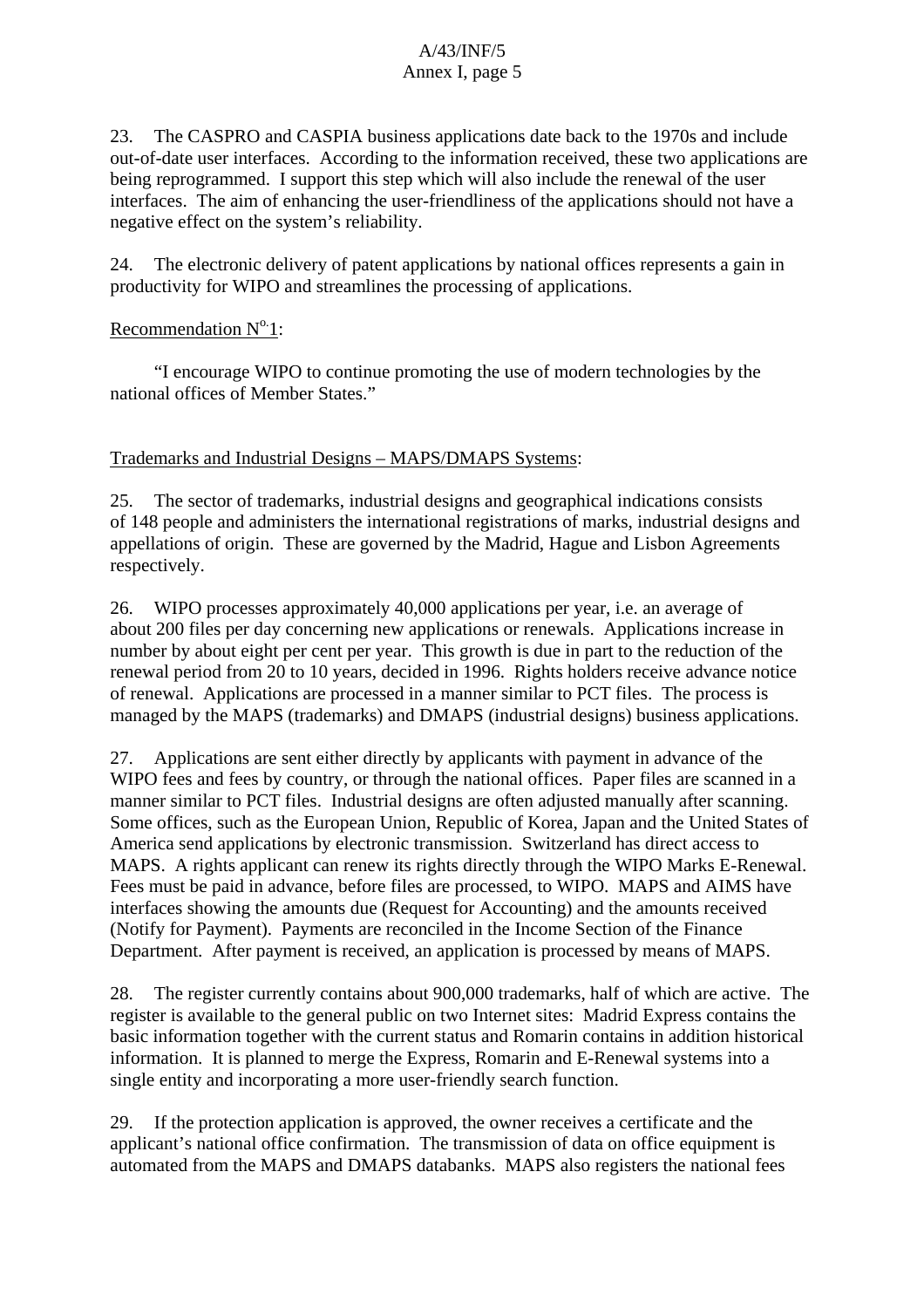23. The CASPRO and CASPIA business applications date back to the 1970s and include out-of-date user interfaces. According to the information received, these two applications are being reprogrammed. I support this step which will also include the renewal of the user interfaces. The aim of enhancing the user-friendliness of the applications should not have a negative effect on the system's reliability.

24. The electronic delivery of patent applications by national offices represents a gain in productivity for WIPO and streamlines the processing of applications.

Recommendation N°. 1:

"I encourage WIPO to continue promoting the use of modern technologies by the national offices of Member States."

Trademarks and Industrial Designs – MAPS/DMAPS Systems:

25. The sector of trademarks, industrial designs and geographical indications consists of 148 people and administers the international registrations of marks, industrial designs and appellations of origin. These are governed by the Madrid, Hague and Lisbon Agreements respectively.

26. WIPO processes approximately 40,000 applications per year, i.e. an average of about 200 files per day concerning new applications or renewals. Applications increase in number by about eight per cent per year. This growth is due in part to the reduction of the renewal period from 20 to 10 years, decided in 1996. Rights holders receive advance notice of renewal. Applications are processed in a manner similar to PCT files. The process is managed by the MAPS (trademarks) and DMAPS (industrial designs) business applications.

27. Applications are sent either directly by applicants with payment in advance of the WIPO fees and fees by country, or through the national offices. Paper files are scanned in a manner similar to PCT files. Industrial designs are often adjusted manually after scanning. Some offices, such as the European Union, Republic of Korea, Japan and the United States of America send applications by electronic transmission. Switzerland has direct access to MAPS. A rights applicant can renew its rights directly through the WIPO Marks E-Renewal. Fees must be paid in advance, before files are processed, to WIPO. MAPS and AIMS have interfaces showing the amounts due (Request for Accounting) and the amounts received (Notify for Payment). Payments are reconciled in the Income Section of the Finance Department. After payment is received, an application is processed by means of MAPS.

28. The register currently contains about 900,000 trademarks, half of which are active. The register is available to the general public on two Internet sites: Madrid Express contains the basic information together with the current status and Romarin contains in addition historical information. It is planned to merge the Express, Romarin and E-Renewal systems into a single entity and incorporating a more user-friendly search function.

29. If the protection application is approved, the owner receives a certificate and the applicant's national office confirmation. The transmission of data on office equipment is automated from the MAPS and DMAPS databanks. MAPS also registers the national fees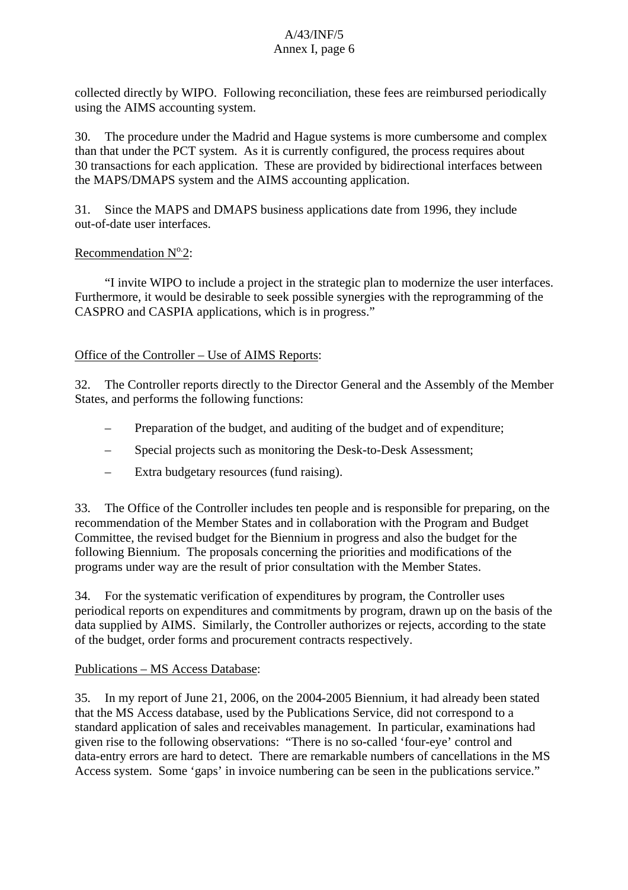collected directly by WIPO. Following reconciliation, these fees are reimbursed periodically using the AIMS accounting system.

30. The procedure under the Madrid and Hague systems is more cumbersome and complex than that under the PCT system. As it is currently configured, the process requires about 30 transactions for each application. These are provided by bidirectional interfaces between the MAPS/DMAPS system and the AIMS accounting application.

31. Since the MAPS and DMAPS business applications date from 1996, they include out-of-date user interfaces.

<u>Recommendation N<sup>o.</sup>2</u>:

"I invite WIPO to include a project in the strategic plan to modernize the user interfaces. Furthermore, it would be desirable to seek possible synergies with the reprogramming of the CASPRO and CASPIA applications, which is in progress."

<u>Office of the Controller – Use of AIMS Reports</u>:

32. The Controller reports directly to the Director General and the Assembly of the Member States, and performs the following functions:

- Preparation of the budget, and auditing of the budget and of expenditure;
- Special projects such as monitoring the Desk-to-Desk Assessment;
- Extra budgetary resources (fund raising).

33. The Office of the Controller includes ten people and is responsible for preparing, on the recommendation of the Member States and in collaboration with the Program and Budget Committee, the revised budget for the Biennium in progress and also the budget for the following Biennium. The proposals concerning the priorities and modifications of the programs under way are the result of prior consultation with the Member States.

34. For the systematic verification of expenditures by program, the Controller uses periodical reports on expenditures and commitments by program, drawn up on the basis of the data supplied by AIMS. Similarly, the Controller authorizes or rejects, according to the state of the budget, order forms and procurement contracts respectively.

<u>Publications – MS Access Database</u>:

35. In my report of June 21, 2006, on the 2004-2005 Biennium, it had already been stated that the MS Access database, used by the Publications Service, did not correspond to a standard application of sales and receivables management. In particular, examinations had given rise to the following observations: "There is no so-called 'four-eye' control and data-entry errors are hard to detect. There are remarkable numbers of cancellations in the MS Access system. Some 'gaps' in invoice numbering can be seen in the publications service."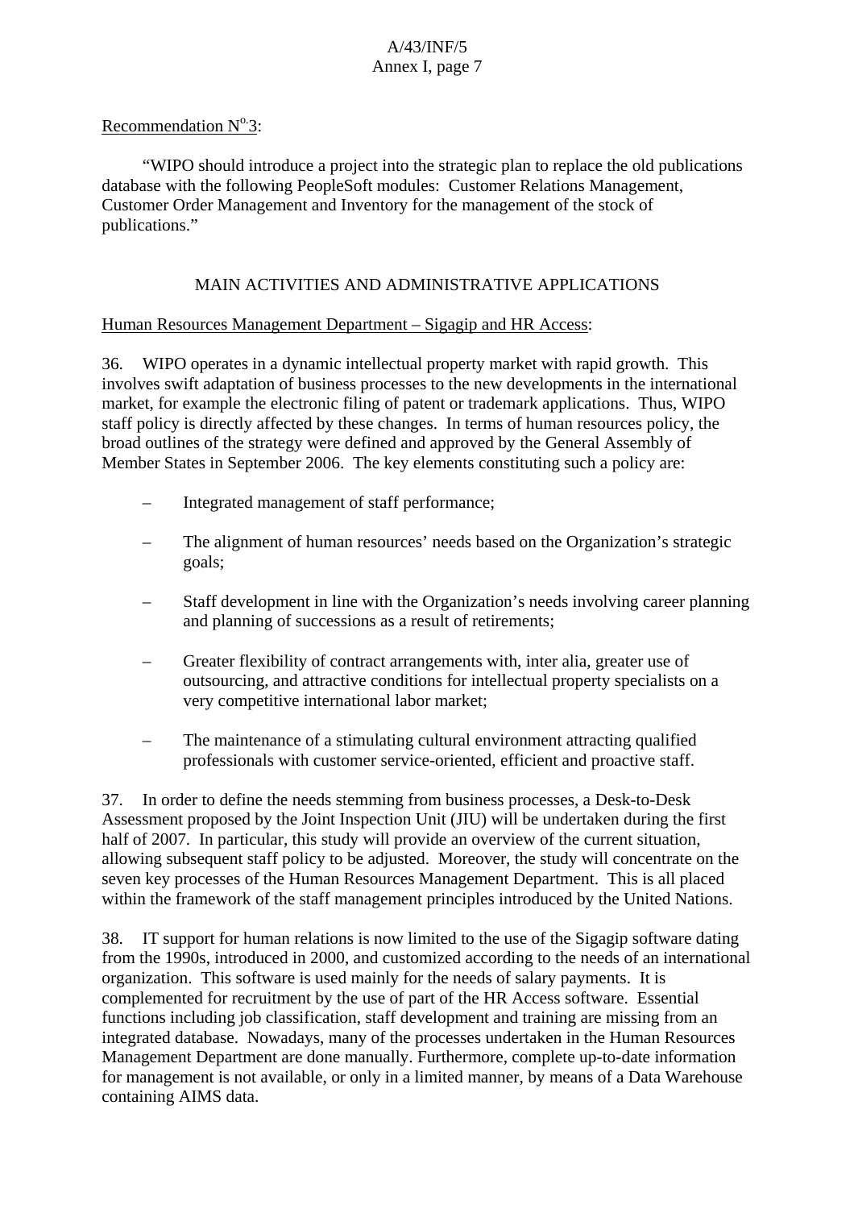Recommendation N°3:

"WIPO should introduce a project into the strategic plan to replace the old publications database with the following PeopleSoft modules: Customer Relations Management, Customer Order Management and Inventory for the management of the stock of publications."

## MAIN ACTIVITIES AND ADMINISTRATIVE APPLICATIONS

Human Resources Management Department – Sigagip and HR Access:

36. WIPO operates in a dynamic intellectual property market with rapid growth. This involves swift adaptation of business processes to the new developments in the international market, for example the electronic filing of patent or trademark applications. Thus, WIPO staff policy is directly affected by these changes. In terms of human resources policy, the broad outlines of the strategy were defined and approved by the General Assembly of Member States in September 2006. The key elements constituting such a policy are:

- Integrated management of staff performance;
- The alignment of human resources' needs based on the Organization's strategic goals;
- Staff development in line with the Organization's needs involving career planning and planning of successions as a result of retirements;
- Greater flexibility of contract arrangements with, inter alia, greater use of outsourcing, and attractive conditions for intellectual property specialists on a very competitive international labor market;
- The maintenance of a stimulating cultural environment attracting qualified professionals with customer service-oriented, efficient and proactive staff.

37. In order to define the needs stemming from business processes, a Desk-to-Desk Assessment proposed by the Joint Inspection Unit (JIU) will be undertaken during the first half of 2007. In particular, this study will provide an overview of the current situation, allowing subsequent staff policy to be adjusted. Moreover, the study will concentrate on the seven key processes of the Human Resources Management Department. This is all placed within the framework of the staff management principles introduced by the United Nations.

38. IT support for human relations is now limited to the use of the Sigagip software dating from the 1990s, introduced in 2000, and customized according to the needs of an international organization. This software is used mainly for the needs of salary payments. It is complemented for recruitment by the use of part of the HR Access software. Essential functions including job classification, staff development and training are missing from an integrated database. Nowadays, many of the processes undertaken in the Human Resources Management Department are done manually. Furthermore, complete up-to-date information for management is not available, or only in a limited manner, by means of a Data Warehouse containing AIMS data.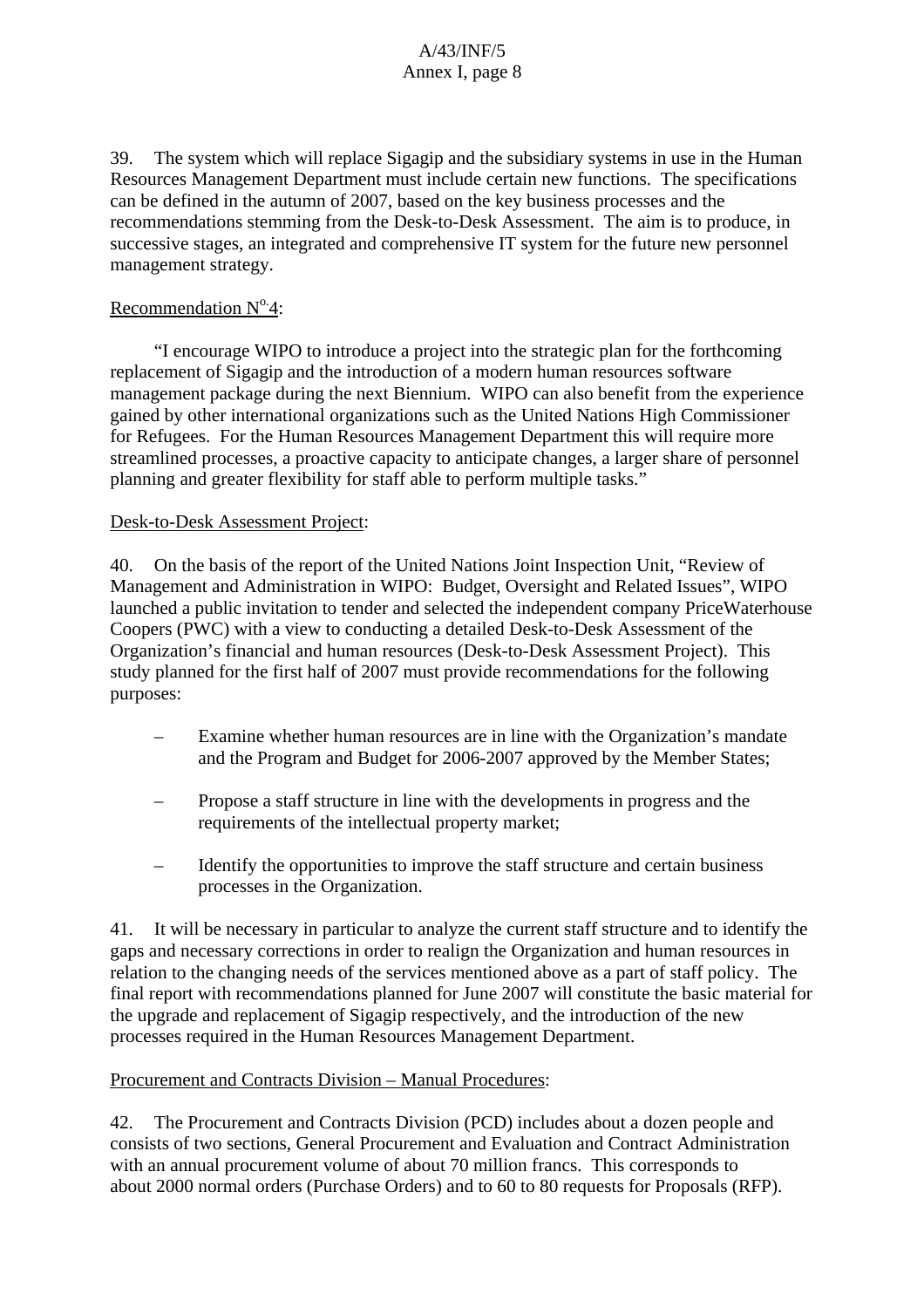39. The system which will replace Sigagip and the subsidiary systems in use in the Human Resources Management Department must include certain new functions. The specifications can be defined in the autumn of 2007, based on the key business processes and the recommendations stemming from the Desk-to-Desk Assessment. The aim is to produce, in successive stages, an integrated and comprehensive IT system for the future new personnel management strategy.

Recommendation N[o.]4:

"I encourage WIPO to introduce a project into the strategic plan for the forthcoming replacement of Sigagip and the introduction of a modern human resources software management package during the next Biennium. WIPO can also benefit from the experience gained by other international organizations such as the United Nations High Commissioner for Refugees. For the Human Resources Management Department this will require more streamlined processes, a proactive capacity to anticipate changes, a larger share of personnel planning and greater flexibility for staff able to perform multiple tasks."

Desk-to-Desk Assessment Project:

40. On the basis of the report of the United Nations Joint Inspection Unit, "Review of Management and Administration in WIPO: Budget, Oversight and Related Issues", WIPO launched a public invitation to tender and selected the independent company PriceWaterhouse Coopers (PWC) with a view to conducting a detailed Desk-to-Desk Assessment of the Organization's financial and human resources (Desk-to-Desk Assessment Project). This study planned for the first half of 2007 must provide recommendations for the following purposes:

– Examine whether human resources are in line with the Organization's mandate and the Program and Budget for 2006-2007 approved by the Member States;

– Propose a staff structure in line with the developments in progress and the requirements of the intellectual property market;

– Identify the opportunities to improve the staff structure and certain business processes in the Organization.

41. It will be necessary in particular to analyze the current staff structure and to identify the gaps and necessary corrections in order to realign the Organization and human resources in relation to the changing needs of the services mentioned above as a part of staff policy. The final report with recommendations planned for June 2007 will constitute the basic material for the upgrade and replacement of Sigagip respectively, and the introduction of the new processes required in the Human Resources Management Department.

Procurement and Contracts Division – Manual Procedures:

42. The Procurement and Contracts Division (PCD) includes about a dozen people and consists of two sections, General Procurement and Evaluation and Contract Administration with an annual procurement volume of about 70 million francs. This corresponds to about 2000 normal orders (Purchase Orders) and to 60 to 80 requests for Proposals (RFP).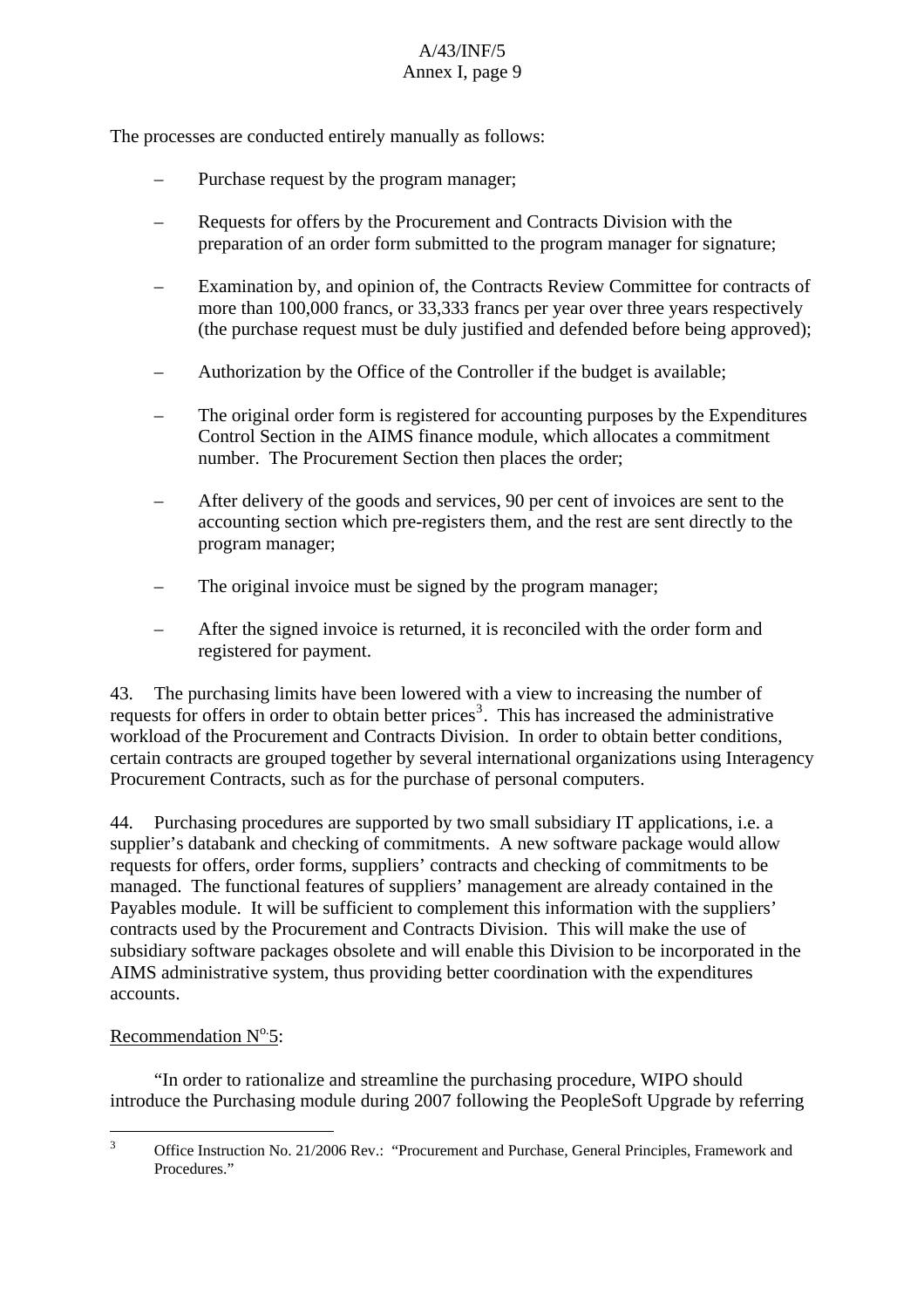The processes are conducted entirely manually as follows:

- Purchase request by the program manager;
- Requests for offers by the Procurement and Contracts Division with the preparation of an order form submitted to the program manager for signature;
- Examination by, and opinion of, the Contracts Review Committee for contracts of more than 100,000 francs, or 33,333 francs per year over three years respectively (the purchase request must be duly justified and defended before being approved);
- Authorization by the Office of the Controller if the budget is available;
- The original order form is registered for accounting purposes by the Expenditures Control Section in the AIMS finance module, which allocates a commitment number. The Procurement Section then places the order;
- After delivery of the goods and services, 90 per cent of invoices are sent to the accounting section which pre-registers them, and the rest are sent directly to the program manager;
- The original invoice must be signed by the program manager;
- After the signed invoice is returned, it is reconciled with the order form and registered for payment.

43. The purchasing limits have been lowered with a view to increasing the number of requests for offers in order to obtain better prices[3]. This has increased the administrative workload of the Procurement and Contracts Division. In order to obtain better conditions, certain contracts are grouped together by several international organizations using Interagency Procurement Contracts, such as for the purchase of personal computers.

44. Purchasing procedures are supported by two small subsidiary IT applications, i.e. a supplier's databank and checking of commitments. A new software package would allow requests for offers, order forms, suppliers' contracts and checking of commitments to be managed. The functional features of suppliers' management are already contained in the Payables module. It will be sufficient to complement this information with the suppliers' contracts used by the Procurement and Contracts Division. This will make the use of subsidiary software packages obsolete and will enable this Division to be incorporated in the AIMS administrative system, thus providing better coordination with the expenditures accounts.

Recommendation N°.5:

"In order to rationalize and streamline the purchasing procedure, WIPO should introduce the Purchasing module during 2007 following the PeopleSoft Upgrade by referring

---

[3] Office Instruction No. 21/2006 Rev.: "Procurement and Purchase, General Principles, Framework and Procedures."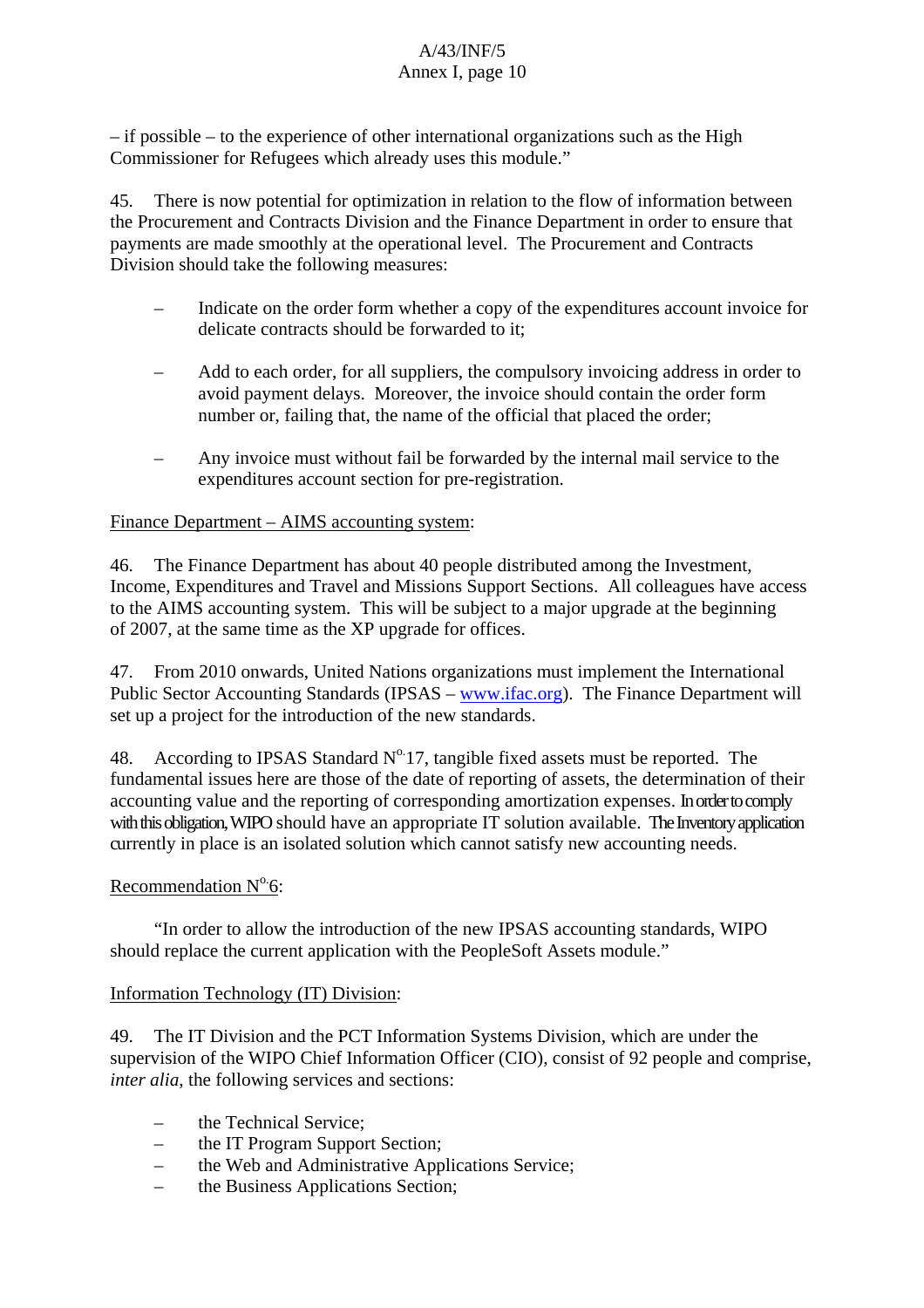– if possible – to the experience of other international organizations such as the High Commissioner for Refugees which already uses this module."

45. There is now potential for optimization in relation to the flow of information between the Procurement and Contracts Division and the Finance Department in order to ensure that payments are made smoothly at the operational level. The Procurement and Contracts Division should take the following measures:

- Indicate on the order form whether a copy of the expenditures account invoice for delicate contracts should be forwarded to it;
- Add to each order, for all suppliers, the compulsory invoicing address in order to avoid payment delays. Moreover, the invoice should contain the order form number or, failing that, the name of the official that placed the order;
- Any invoice must without fail be forwarded by the internal mail service to the expenditures account section for pre-registration.

Finance Department – AIMS accounting system:

46. The Finance Department has about 40 people distributed among the Investment, Income, Expenditures and Travel and Missions Support Sections. All colleagues have access to the AIMS accounting system. This will be subject to a major upgrade at the beginning of 2007, at the same time as the XP upgrade for offices.

47. From 2010 onwards, United Nations organizations must implement the International Public Sector Accounting Standards (IPSAS – www.ifac.org). The Finance Department will set up a project for the introduction of the new standards.

48. According to IPSAS Standard N°.17, tangible fixed assets must be reported. The fundamental issues here are those of the date of reporting of assets, the determination of their accounting value and the reporting of corresponding amortization expenses. In order to comply with this obligation, WIPO should have an appropriate IT solution available. The Inventory application currently in place is an isolated solution which cannot satisfy new accounting needs.

Recommendation N°.6:

"In order to allow the introduction of the new IPSAS accounting standards, WIPO should replace the current application with the PeopleSoft Assets module."

Information Technology (IT) Division:

49. The IT Division and the PCT Information Systems Division, which are under the supervision of the WIPO Chief Information Officer (CIO), consist of 92 people and comprise, *inter alia*, the following services and sections:

- the Technical Service;
- the IT Program Support Section;
- the Web and Administrative Applications Service;
- the Business Applications Section;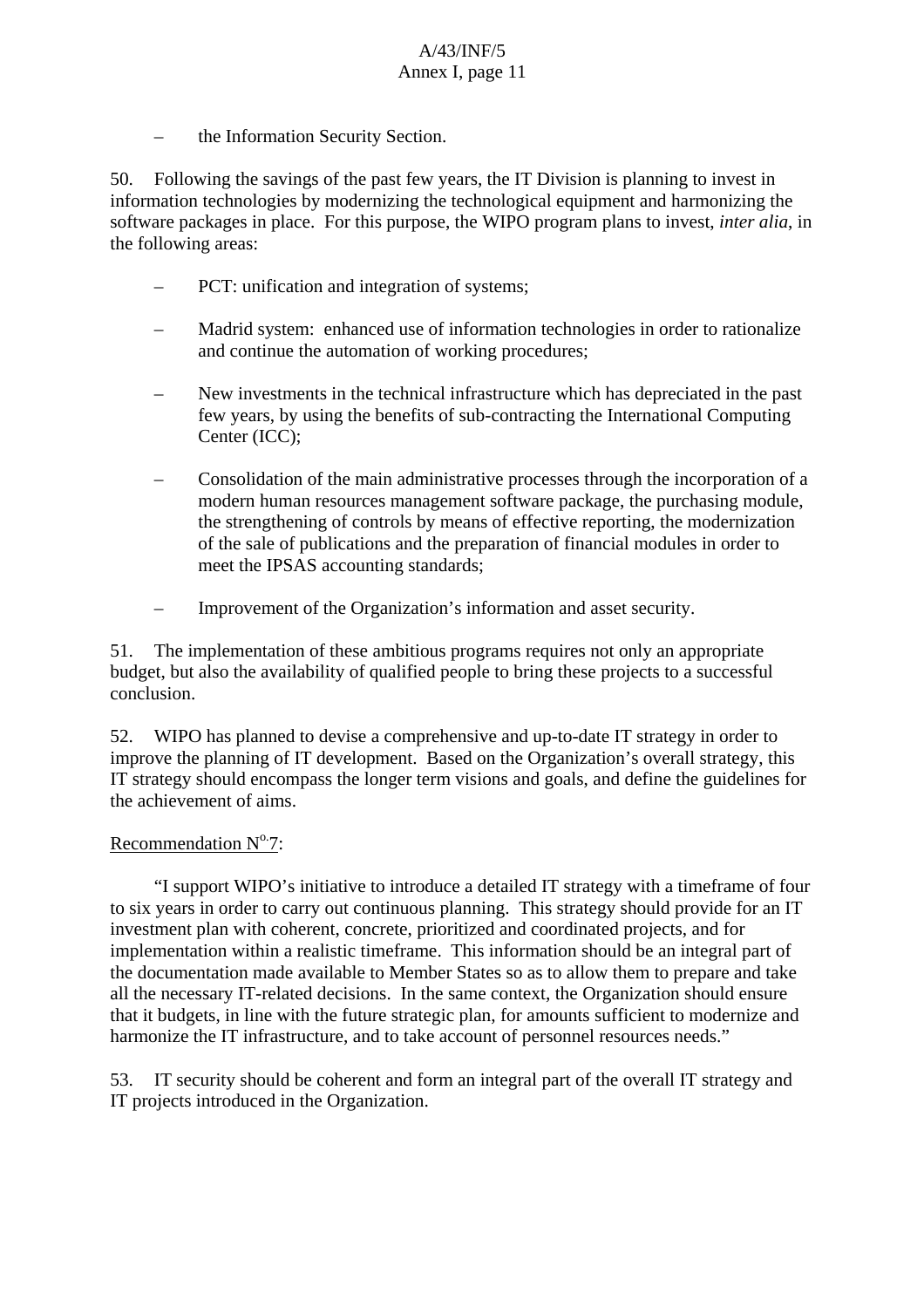– the Information Security Section.

50. Following the savings of the past few years, the IT Division is planning to invest in information technologies by modernizing the technological equipment and harmonizing the software packages in place. For this purpose, the WIPO program plans to invest, *inter alia*, in the following areas:

– PCT: unification and integration of systems;

– Madrid system: enhanced use of information technologies in order to rationalize and continue the automation of working procedures;

– New investments in the technical infrastructure which has depreciated in the past few years, by using the benefits of sub-contracting the International Computing Center (ICC);

– Consolidation of the main administrative processes through the incorporation of a modern human resources management software package, the purchasing module, the strengthening of controls by means of effective reporting, the modernization of the sale of publications and the preparation of financial modules in order to meet the IPSAS accounting standards;

– Improvement of the Organization's information and asset security.

51. The implementation of these ambitious programs requires not only an appropriate budget, but also the availability of qualified people to bring these projects to a successful conclusion.

52. WIPO has planned to devise a comprehensive and up-to-date IT strategy in order to improve the planning of IT development. Based on the Organization's overall strategy, this IT strategy should encompass the longer term visions and goals, and define the guidelines for the achievement of aims.

Recommendation N°.7:

"I support WIPO's initiative to introduce a detailed IT strategy with a timeframe of four to six years in order to carry out continuous planning. This strategy should provide for an IT investment plan with coherent, concrete, prioritized and coordinated projects, and for implementation within a realistic timeframe. This information should be an integral part of the documentation made available to Member States so as to allow them to prepare and take all the necessary IT-related decisions. In the same context, the Organization should ensure that it budgets, in line with the future strategic plan, for amounts sufficient to modernize and harmonize the IT infrastructure, and to take account of personnel resources needs."

53. IT security should be coherent and form an integral part of the overall IT strategy and IT projects introduced in the Organization.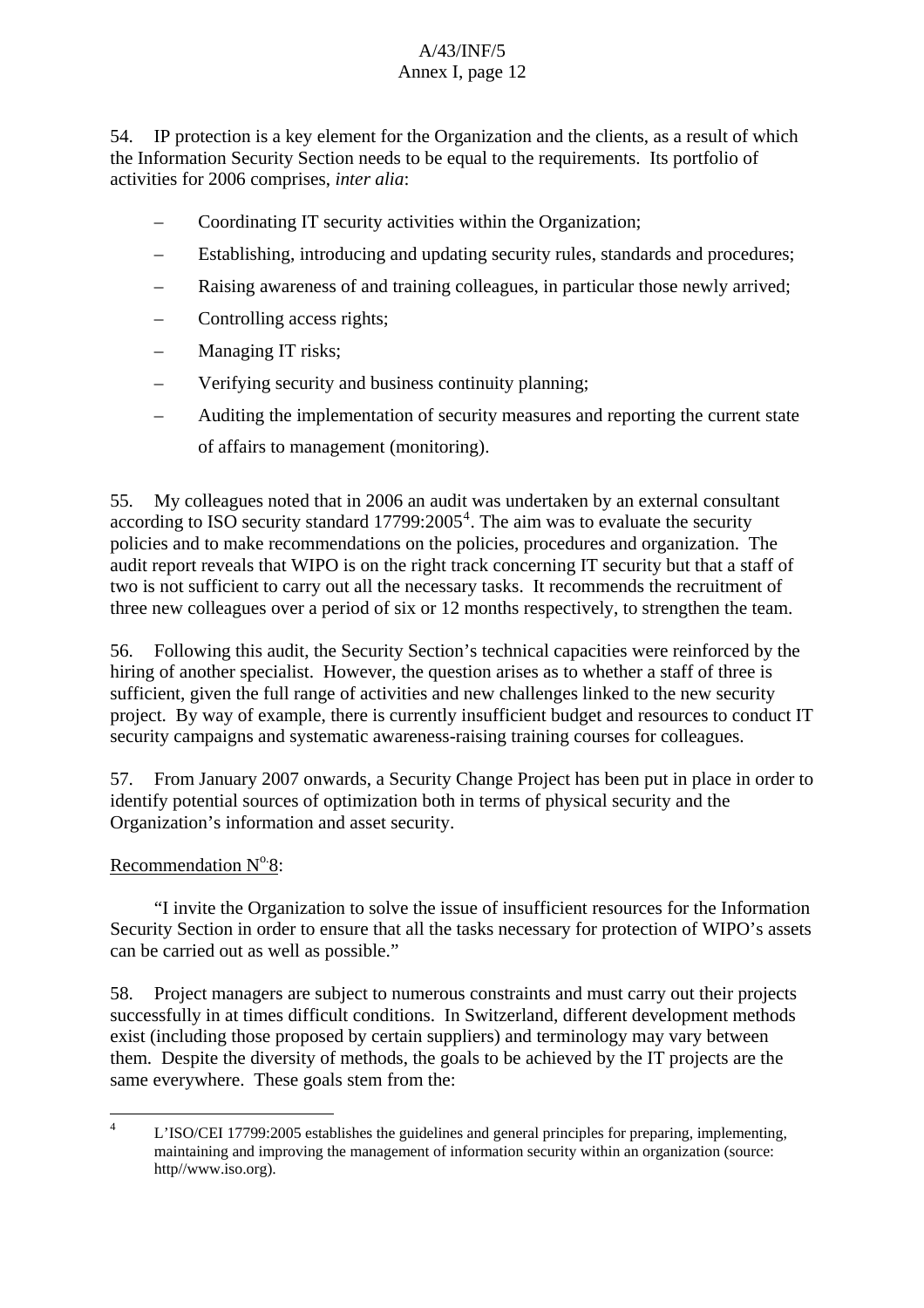54. IP protection is a key element for the Organization and the clients, as a result of which the Information Security Section needs to be equal to the requirements. Its portfolio of activities for 2006 comprises, *inter alia*:

- Coordinating IT security activities within the Organization;
- Establishing, introducing and updating security rules, standards and procedures;
- Raising awareness of and training colleagues, in particular those newly arrived;
- Controlling access rights;
- Managing IT risks;
- Verifying security and business continuity planning;
- Auditing the implementation of security measures and reporting the current state of affairs to management (monitoring).

55. My colleagues noted that in 2006 an audit was undertaken by an external consultant according to ISO security standard 17799:2005[4]. The aim was to evaluate the security policies and to make recommendations on the policies, procedures and organization. The audit report reveals that WIPO is on the right track concerning IT security but that a staff of two is not sufficient to carry out all the necessary tasks. It recommends the recruitment of three new colleagues over a period of six or 12 months respectively, to strengthen the team.

56. Following this audit, the Security Section's technical capacities were reinforced by the hiring of another specialist. However, the question arises as to whether a staff of three is sufficient, given the full range of activities and new challenges linked to the new security project. By way of example, there is currently insufficient budget and resources to conduct IT security campaigns and systematic awareness-raising training courses for colleagues.

57. From January 2007 onwards, a Security Change Project has been put in place in order to identify potential sources of optimization both in terms of physical security and the Organization's information and asset security.

<u>Recommendation N°.8</u>:

"I invite the Organization to solve the issue of insufficient resources for the Information Security Section in order to ensure that all the tasks necessary for protection of WIPO's assets can be carried out as well as possible."

58. Project managers are subject to numerous constraints and must carry out their projects successfully in at times difficult conditions. In Switzerland, different development methods exist (including those proposed by certain suppliers) and terminology may vary between them. Despite the diversity of methods, the goals to be achieved by the IT projects are the same everywhere. These goals stem from the:

---

[4] L'ISO/CEI 17799:2005 establishes the guidelines and general principles for preparing, implementing, maintaining and improving the management of information security within an organization (source: http//www.iso.org).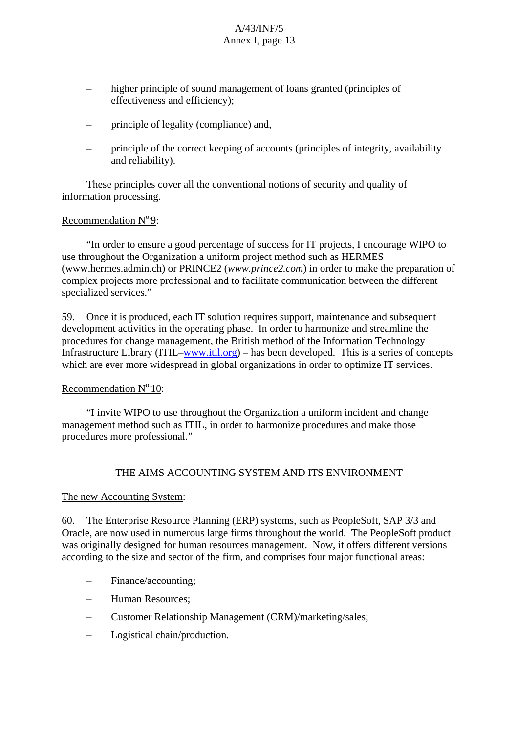- higher principle of sound management of loans granted (principles of effectiveness and efficiency);
- principle of legality (compliance) and,
- principle of the correct keeping of accounts (principles of integrity, availability and reliability).

These principles cover all the conventional notions of security and quality of information processing.

Recommendation N°9:

"In order to ensure a good percentage of success for IT projects, I encourage WIPO to use throughout the Organization a uniform project method such as HERMES (www.hermes.admin.ch) or PRINCE2 (*www.prince2.com*) in order to make the preparation of complex projects more professional and to facilitate communication between the different specialized services."

59. Once it is produced, each IT solution requires support, maintenance and subsequent development activities in the operating phase. In order to harmonize and streamline the procedures for change management, the British method of the Information Technology Infrastructure Library (ITIL–www.itil.org) – has been developed. This is a series of concepts which are ever more widespread in global organizations in order to optimize IT services.

Recommendation N°10:

"I invite WIPO to use throughout the Organization a uniform incident and change management method such as ITIL, in order to harmonize procedures and make those procedures more professional."

## THE AIMS ACCOUNTING SYSTEM AND ITS ENVIRONMENT

The new Accounting System:

60. The Enterprise Resource Planning (ERP) systems, such as PeopleSoft, SAP 3/3 and Oracle, are now used in numerous large firms throughout the world. The PeopleSoft product was originally designed for human resources management. Now, it offers different versions according to the size and sector of the firm, and comprises four major functional areas:

- Finance/accounting;
- Human Resources;
- Customer Relationship Management (CRM)/marketing/sales;
- Logistical chain/production.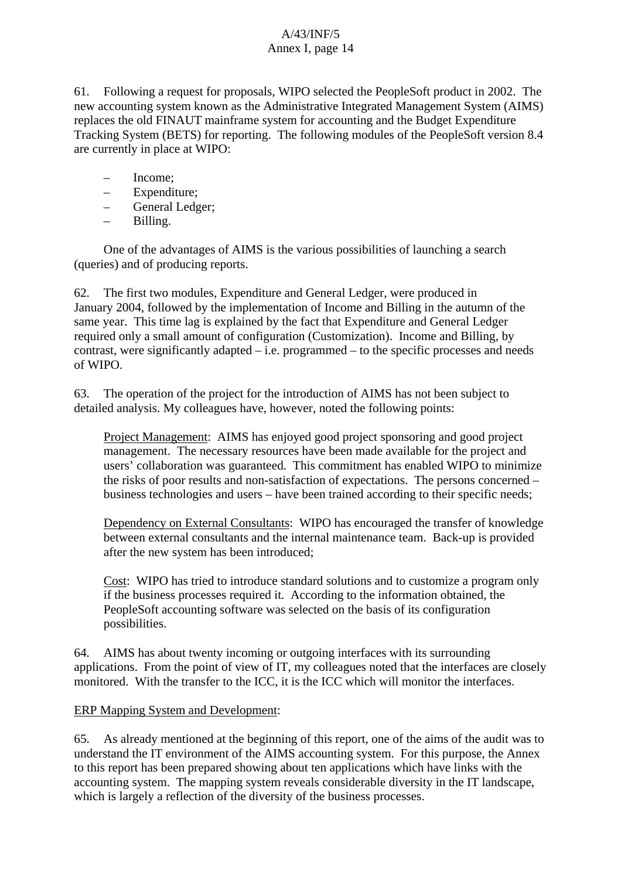61. Following a request for proposals, WIPO selected the PeopleSoft product in 2002. The new accounting system known as the Administrative Integrated Management System (AIMS) replaces the old FINAUT mainframe system for accounting and the Budget Expenditure Tracking System (BETS) for reporting. The following modules of the PeopleSoft version 8.4 are currently in place at WIPO:

- Income;
- Expenditure;
- General Ledger;
- Billing.

One of the advantages of AIMS is the various possibilities of launching a search (queries) and of producing reports.

62. The first two modules, Expenditure and General Ledger, were produced in January 2004, followed by the implementation of Income and Billing in the autumn of the same year. This time lag is explained by the fact that Expenditure and General Ledger required only a small amount of configuration (Customization). Income and Billing, by contrast, were significantly adapted – i.e. programmed – to the specific processes and needs of WIPO.

63. The operation of the project for the introduction of AIMS has not been subject to detailed analysis. My colleagues have, however, noted the following points:

<u>Project Management</u>: AIMS has enjoyed good project sponsoring and good project management. The necessary resources have been made available for the project and users' collaboration was guaranteed. This commitment has enabled WIPO to minimize the risks of poor results and non-satisfaction of expectations. The persons concerned – business technologies and users – have been trained according to their specific needs;

<u>Dependency on External Consultants</u>: WIPO has encouraged the transfer of knowledge between external consultants and the internal maintenance team. Back-up is provided after the new system has been introduced;

<u>Cost</u>: WIPO has tried to introduce standard solutions and to customize a program only if the business processes required it. According to the information obtained, the PeopleSoft accounting software was selected on the basis of its configuration possibilities.

64. AIMS has about twenty incoming or outgoing interfaces with its surrounding applications. From the point of view of IT, my colleagues noted that the interfaces are closely monitored. With the transfer to the ICC, it is the ICC which will monitor the interfaces.

<u>ERP Mapping System and Development</u>:

65. As already mentioned at the beginning of this report, one of the aims of the audit was to understand the IT environment of the AIMS accounting system. For this purpose, the Annex to this report has been prepared showing about ten applications which have links with the accounting system. The mapping system reveals considerable diversity in the IT landscape, which is largely a reflection of the diversity of the business processes.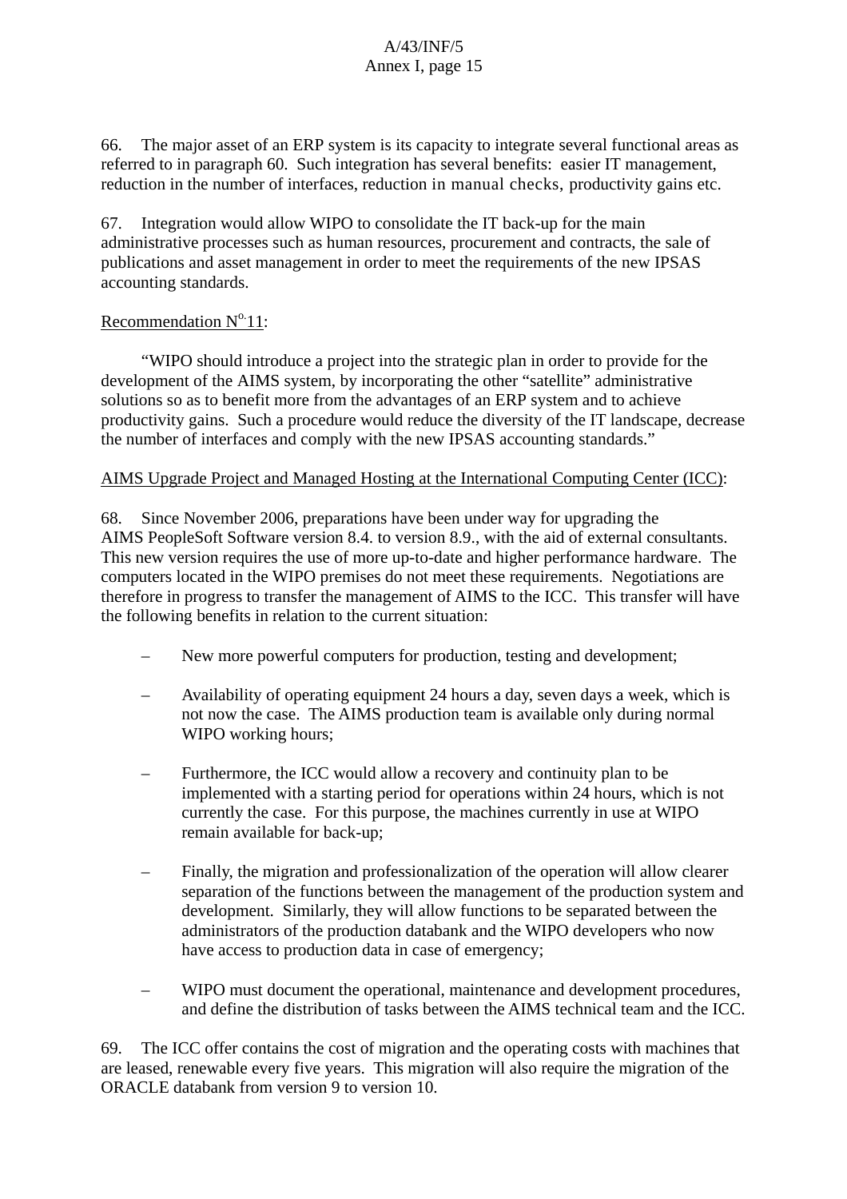66. The major asset of an ERP system is its capacity to integrate several functional areas as referred to in paragraph 60. Such integration has several benefits: easier IT management, reduction in the number of interfaces, reduction in manual checks, productivity gains etc.

67. Integration would allow WIPO to consolidate the IT back-up for the main administrative processes such as human resources, procurement and contracts, the sale of publications and asset management in order to meet the requirements of the new IPSAS accounting standards.

Recommendation N°·11:

"WIPO should introduce a project into the strategic plan in order to provide for the development of the AIMS system, by incorporating the other "satellite" administrative solutions so as to benefit more from the advantages of an ERP system and to achieve productivity gains. Such a procedure would reduce the diversity of the IT landscape, decrease the number of interfaces and comply with the new IPSAS accounting standards."

AIMS Upgrade Project and Managed Hosting at the International Computing Center (ICC):

68. Since November 2006, preparations have been under way for upgrading the AIMS PeopleSoft Software version 8.4. to version 8.9., with the aid of external consultants. This new version requires the use of more up-to-date and higher performance hardware. The computers located in the WIPO premises do not meet these requirements. Negotiations are therefore in progress to transfer the management of AIMS to the ICC. This transfer will have the following benefits in relation to the current situation:

- New more powerful computers for production, testing and development;
- Availability of operating equipment 24 hours a day, seven days a week, which is not now the case. The AIMS production team is available only during normal WIPO working hours;
- Furthermore, the ICC would allow a recovery and continuity plan to be implemented with a starting period for operations within 24 hours, which is not currently the case. For this purpose, the machines currently in use at WIPO remain available for back-up;
- Finally, the migration and professionalization of the operation will allow clearer separation of the functions between the management of the production system and development. Similarly, they will allow functions to be separated between the administrators of the production databank and the WIPO developers who now have access to production data in case of emergency;
- WIPO must document the operational, maintenance and development procedures, and define the distribution of tasks between the AIMS technical team and the ICC.

69. The ICC offer contains the cost of migration and the operating costs with machines that are leased, renewable every five years. This migration will also require the migration of the ORACLE databank from version 9 to version 10.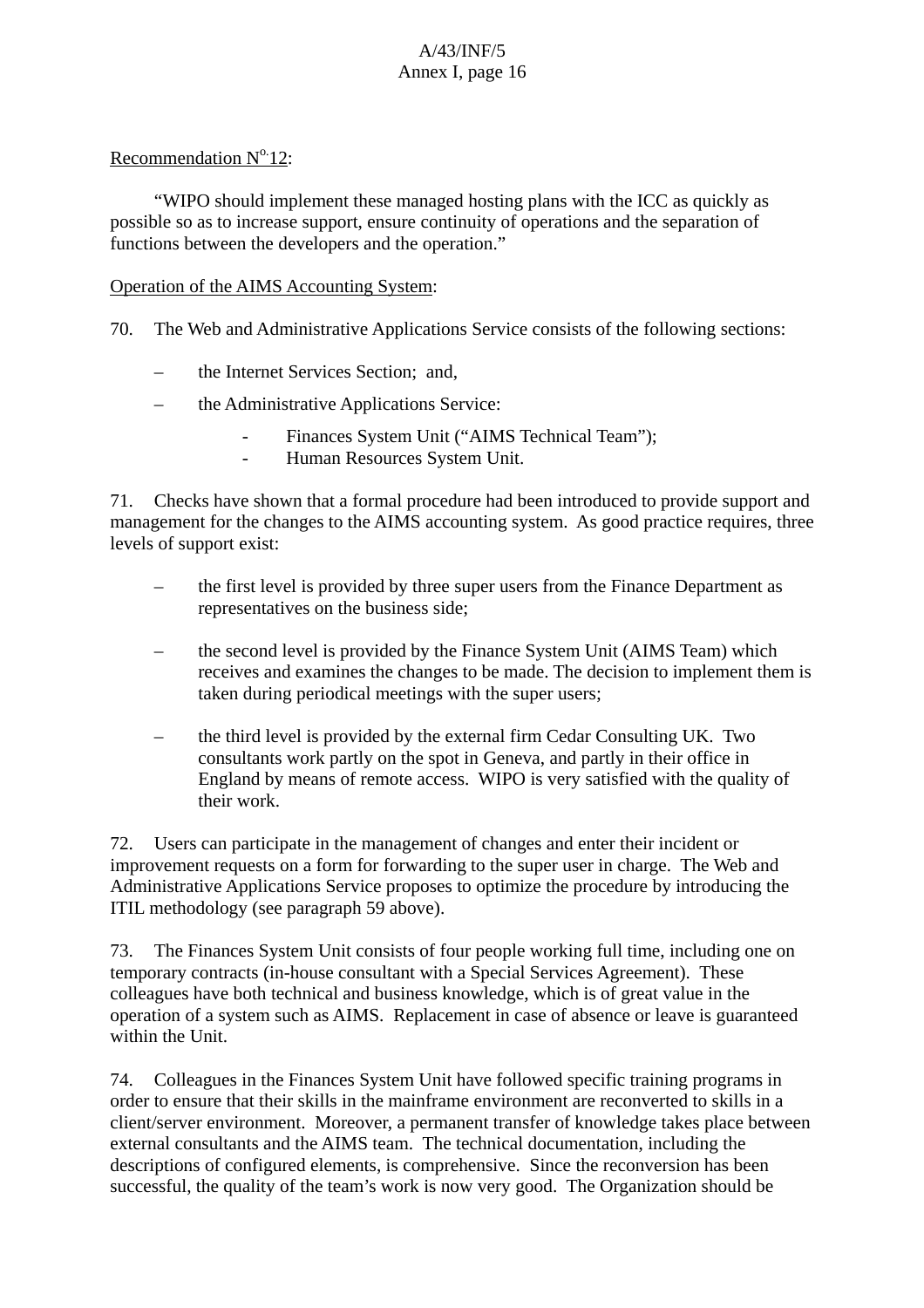Recommendation N°.12:

"WIPO should implement these managed hosting plans with the ICC as quickly as possible so as to increase support, ensure continuity of operations and the separation of functions between the developers and the operation."

Operation of the AIMS Accounting System:

70. The Web and Administrative Applications Service consists of the following sections:

– the Internet Services Section; and,

– the Administrative Applications Service:

  - Finances System Unit ("AIMS Technical Team");
  - Human Resources System Unit.

71. Checks have shown that a formal procedure had been introduced to provide support and management for the changes to the AIMS accounting system. As good practice requires, three levels of support exist:

– the first level is provided by three super users from the Finance Department as representatives on the business side;

– the second level is provided by the Finance System Unit (AIMS Team) which receives and examines the changes to be made. The decision to implement them is taken during periodical meetings with the super users;

– the third level is provided by the external firm Cedar Consulting UK. Two consultants work partly on the spot in Geneva, and partly in their office in England by means of remote access. WIPO is very satisfied with the quality of their work.

72. Users can participate in the management of changes and enter their incident or improvement requests on a form for forwarding to the super user in charge. The Web and Administrative Applications Service proposes to optimize the procedure by introducing the ITIL methodology (see paragraph 59 above).

73. The Finances System Unit consists of four people working full time, including one on temporary contracts (in-house consultant with a Special Services Agreement). These colleagues have both technical and business knowledge, which is of great value in the operation of a system such as AIMS. Replacement in case of absence or leave is guaranteed within the Unit.

74. Colleagues in the Finances System Unit have followed specific training programs in order to ensure that their skills in the mainframe environment are reconverted to skills in a client/server environment. Moreover, a permanent transfer of knowledge takes place between external consultants and the AIMS team. The technical documentation, including the descriptions of configured elements, is comprehensive. Since the reconversion has been successful, the quality of the team's work is now very good. The Organization should be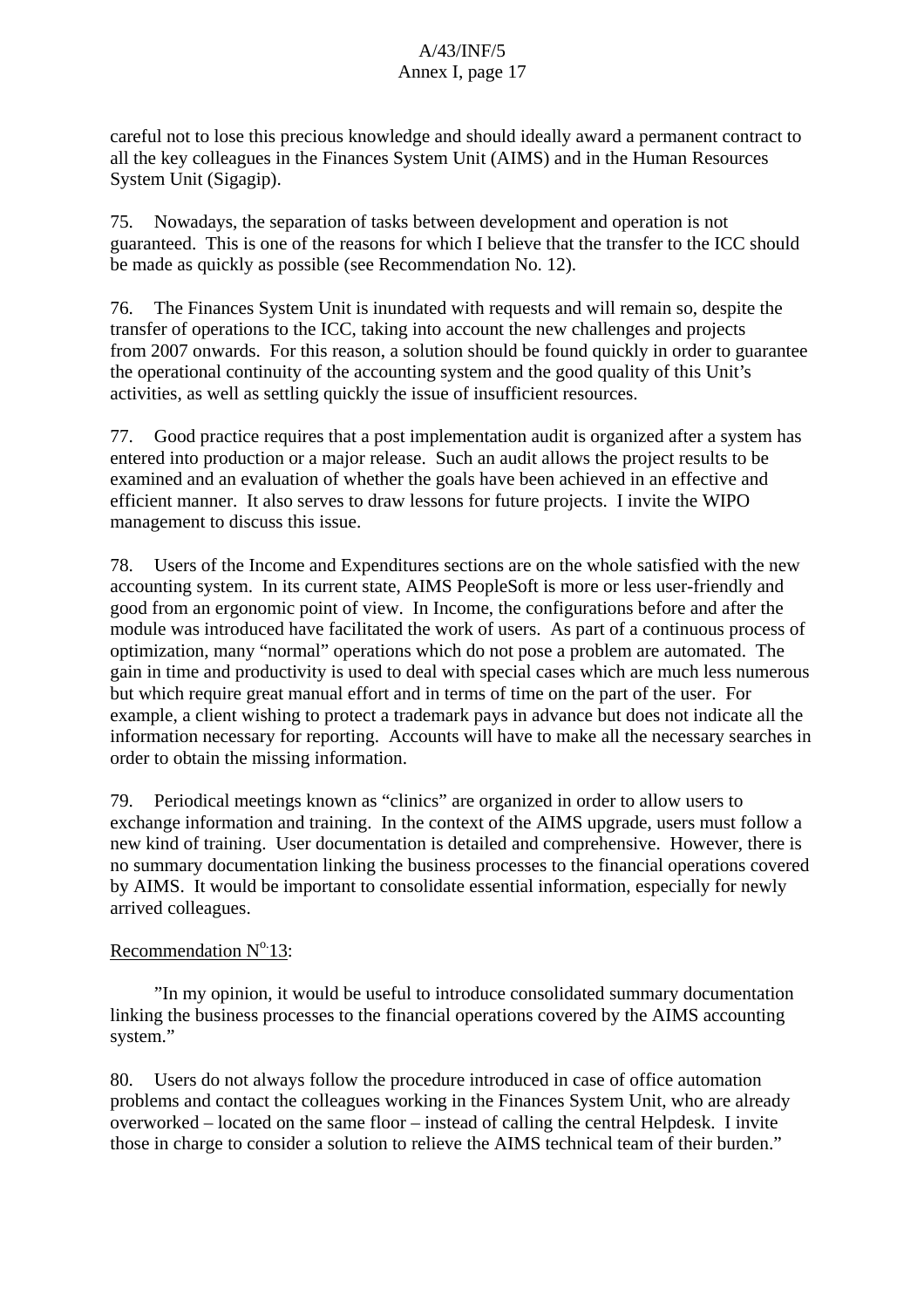careful not to lose this precious knowledge and should ideally award a permanent contract to all the key colleagues in the Finances System Unit (AIMS) and in the Human Resources System Unit (Sigagip).

75. Nowadays, the separation of tasks between development and operation is not guaranteed. This is one of the reasons for which I believe that the transfer to the ICC should be made as quickly as possible (see Recommendation No. 12).

76. The Finances System Unit is inundated with requests and will remain so, despite the transfer of operations to the ICC, taking into account the new challenges and projects from 2007 onwards. For this reason, a solution should be found quickly in order to guarantee the operational continuity of the accounting system and the good quality of this Unit's activities, as well as settling quickly the issue of insufficient resources.

77. Good practice requires that a post implementation audit is organized after a system has entered into production or a major release. Such an audit allows the project results to be examined and an evaluation of whether the goals have been achieved in an effective and efficient manner. It also serves to draw lessons for future projects. I invite the WIPO management to discuss this issue.

78. Users of the Income and Expenditures sections are on the whole satisfied with the new accounting system. In its current state, AIMS PeopleSoft is more or less user-friendly and good from an ergonomic point of view. In Income, the configurations before and after the module was introduced have facilitated the work of users. As part of a continuous process of optimization, many "normal" operations which do not pose a problem are automated. The gain in time and productivity is used to deal with special cases which are much less numerous but which require great manual effort and in terms of time on the part of the user. For example, a client wishing to protect a trademark pays in advance but does not indicate all the information necessary for reporting. Accounts will have to make all the necessary searches in order to obtain the missing information.

79. Periodical meetings known as "clinics" are organized in order to allow users to exchange information and training. In the context of the AIMS upgrade, users must follow a new kind of training. User documentation is detailed and comprehensive. However, there is no summary documentation linking the business processes to the financial operations covered by AIMS. It would be important to consolidate essential information, especially for newly arrived colleagues.

<u>Recommendation N°. 13</u>:

"In my opinion, it would be useful to introduce consolidated summary documentation linking the business processes to the financial operations covered by the AIMS accounting system."

80. Users do not always follow the procedure introduced in case of office automation problems and contact the colleagues working in the Finances System Unit, who are already overworked – located on the same floor – instead of calling the central Helpdesk. I invite those in charge to consider a solution to relieve the AIMS technical team of their burden."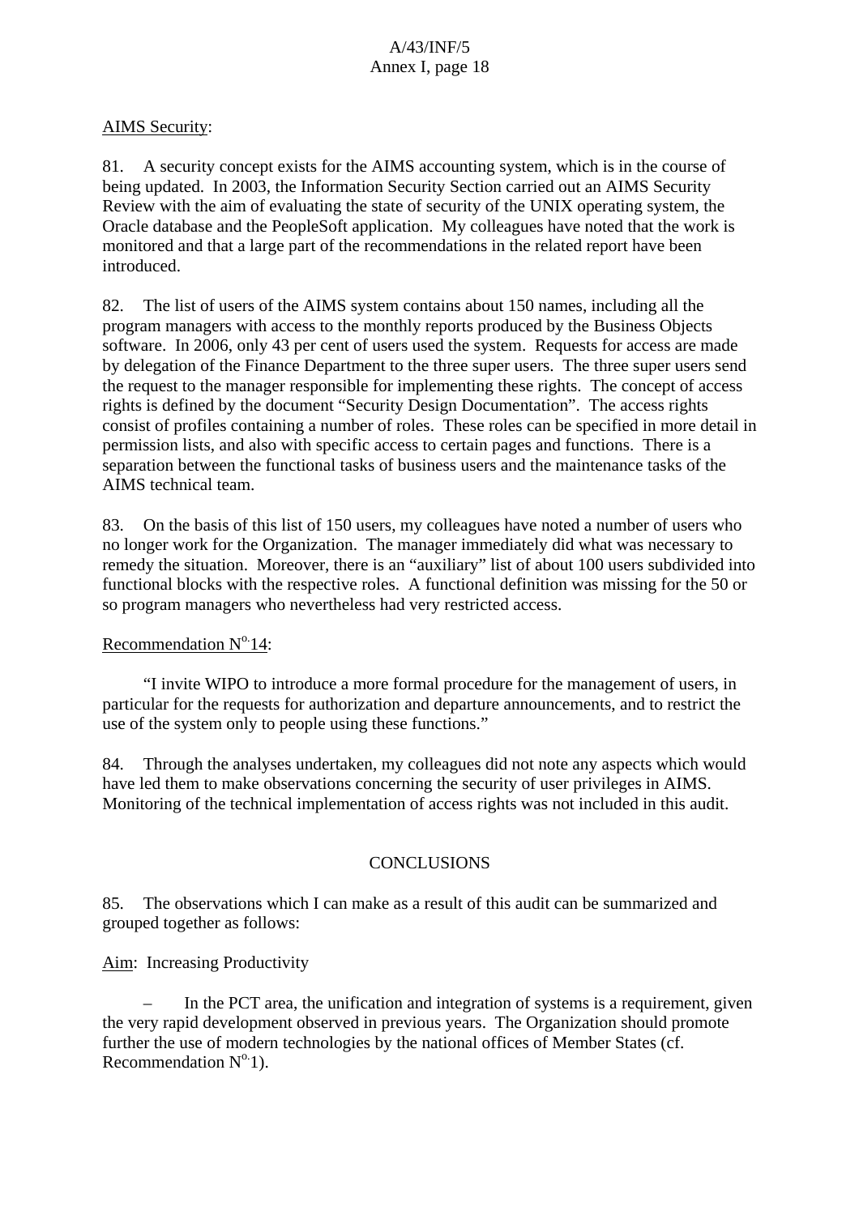AIMS Security:

81. A security concept exists for the AIMS accounting system, which is in the course of being updated. In 2003, the Information Security Section carried out an AIMS Security Review with the aim of evaluating the state of security of the UNIX operating system, the Oracle database and the PeopleSoft application. My colleagues have noted that the work is monitored and that a large part of the recommendations in the related report have been introduced.

82. The list of users of the AIMS system contains about 150 names, including all the program managers with access to the monthly reports produced by the Business Objects software. In 2006, only 43 per cent of users used the system. Requests for access are made by delegation of the Finance Department to the three super users. The three super users send the request to the manager responsible for implementing these rights. The concept of access rights is defined by the document "Security Design Documentation". The access rights consist of profiles containing a number of roles. These roles can be specified in more detail in permission lists, and also with specific access to certain pages and functions. There is a separation between the functional tasks of business users and the maintenance tasks of the AIMS technical team.

83. On the basis of this list of 150 users, my colleagues have noted a number of users who no longer work for the Organization. The manager immediately did what was necessary to remedy the situation. Moreover, there is an "auxiliary" list of about 100 users subdivided into functional blocks with the respective roles. A functional definition was missing for the 50 or so program managers who nevertheless had very restricted access.

Recommendation N°14:

"I invite WIPO to introduce a more formal procedure for the management of users, in particular for the requests for authorization and departure announcements, and to restrict the use of the system only to people using these functions."

84. Through the analyses undertaken, my colleagues did not note any aspects which would have led them to make observations concerning the security of user privileges in AIMS. Monitoring of the technical implementation of access rights was not included in this audit.

## CONCLUSIONS

85. The observations which I can make as a result of this audit can be summarized and grouped together as follows:

Aim: Increasing Productivity

– In the PCT area, the unification and integration of systems is a requirement, given the very rapid development observed in previous years. The Organization should promote further the use of modern technologies by the national offices of Member States (cf. Recommendation N°1).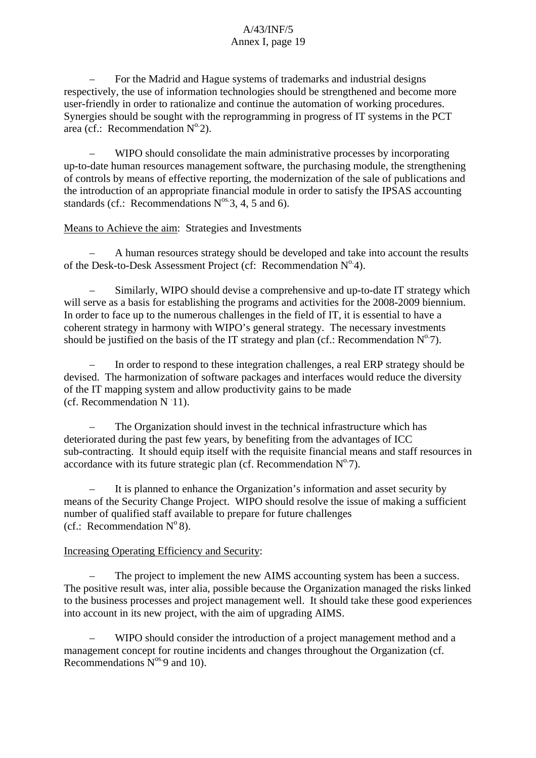– For the Madrid and Hague systems of trademarks and industrial designs respectively, the use of information technologies should be strengthened and become more user-friendly in order to rationalize and continue the automation of working procedures. Synergies should be sought with the reprogramming in progress of IT systems in the PCT area (cf.: Recommendation N°.2).

– WIPO should consolidate the main administrative processes by incorporating up-to-date human resources management software, the purchasing module, the strengthening of controls by means of effective reporting, the modernization of the sale of publications and the introduction of an appropriate financial module in order to satisfy the IPSAS accounting standards (cf.: Recommendations N°s.3, 4, 5 and 6).

<u>Means to Achieve the aim</u>: Strategies and Investments

– A human resources strategy should be developed and take into account the results of the Desk-to-Desk Assessment Project (cf: Recommendation N°.4).

– Similarly, WIPO should devise a comprehensive and up-to-date IT strategy which will serve as a basis for establishing the programs and activities for the 2008-2009 biennium. In order to face up to the numerous challenges in the field of IT, it is essential to have a coherent strategy in harmony with WIPO's general strategy. The necessary investments should be justified on the basis of the IT strategy and plan (cf.: Recommendation N°.7).

– In order to respond to these integration challenges, a real ERP strategy should be devised. The harmonization of software packages and interfaces would reduce the diversity of the IT mapping system and allow productivity gains to be made (cf. Recommendation N .11).

– The Organization should invest in the technical infrastructure which has deteriorated during the past few years, by benefiting from the advantages of ICC sub-contracting. It should equip itself with the requisite financial means and staff resources in accordance with its future strategic plan (cf. Recommendation N°.7).

– It is planned to enhance the Organization's information and asset security by means of the Security Change Project. WIPO should resolve the issue of making a sufficient number of qualified staff available to prepare for future challenges (cf.: Recommendation N° 8).

<u>Increasing Operating Efficiency and Security</u>:

– The project to implement the new AIMS accounting system has been a success. The positive result was, inter alia, possible because the Organization managed the risks linked to the business processes and project management well. It should take these good experiences into account in its new project, with the aim of upgrading AIMS.

– WIPO should consider the introduction of a project management method and a management concept for routine incidents and changes throughout the Organization (cf. Recommendations N°s.9 and 10).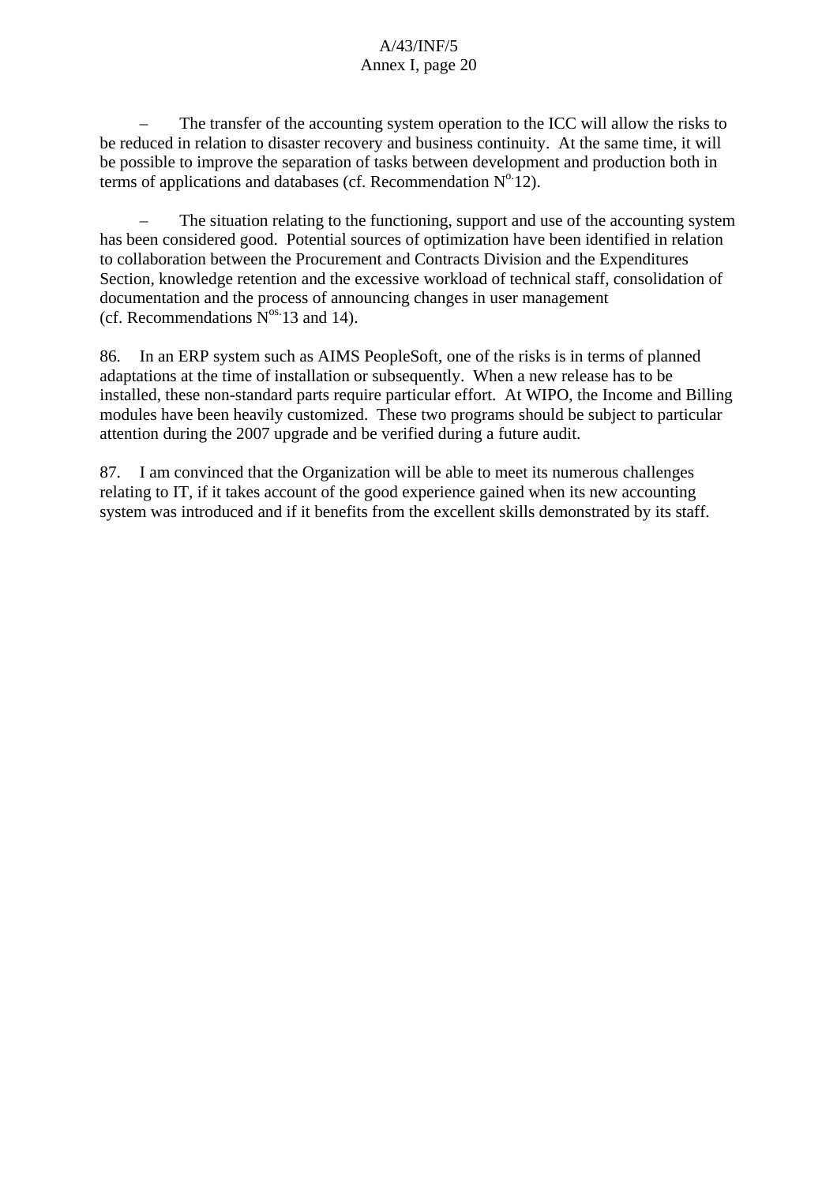– The transfer of the accounting system operation to the ICC will allow the risks to be reduced in relation to disaster recovery and business continuity. At the same time, it will be possible to improve the separation of tasks between development and production both in terms of applications and databases (cf. Recommendation N[o.] 12).

– The situation relating to the functioning, support and use of the accounting system has been considered good. Potential sources of optimization have been identified in relation to collaboration between the Procurement and Contracts Division and the Expenditures Section, knowledge retention and the excessive workload of technical staff, consolidation of documentation and the process of announcing changes in user management (cf. Recommendations N[os.] 13 and 14).

86. In an ERP system such as AIMS PeopleSoft, one of the risks is in terms of planned adaptations at the time of installation or subsequently. When a new release has to be installed, these non-standard parts require particular effort. At WIPO, the Income and Billing modules have been heavily customized. These two programs should be subject to particular attention during the 2007 upgrade and be verified during a future audit.

87. I am convinced that the Organization will be able to meet its numerous challenges relating to IT, if it takes account of the good experience gained when its new accounting system was introduced and if it benefits from the excellent skills demonstrated by its staff.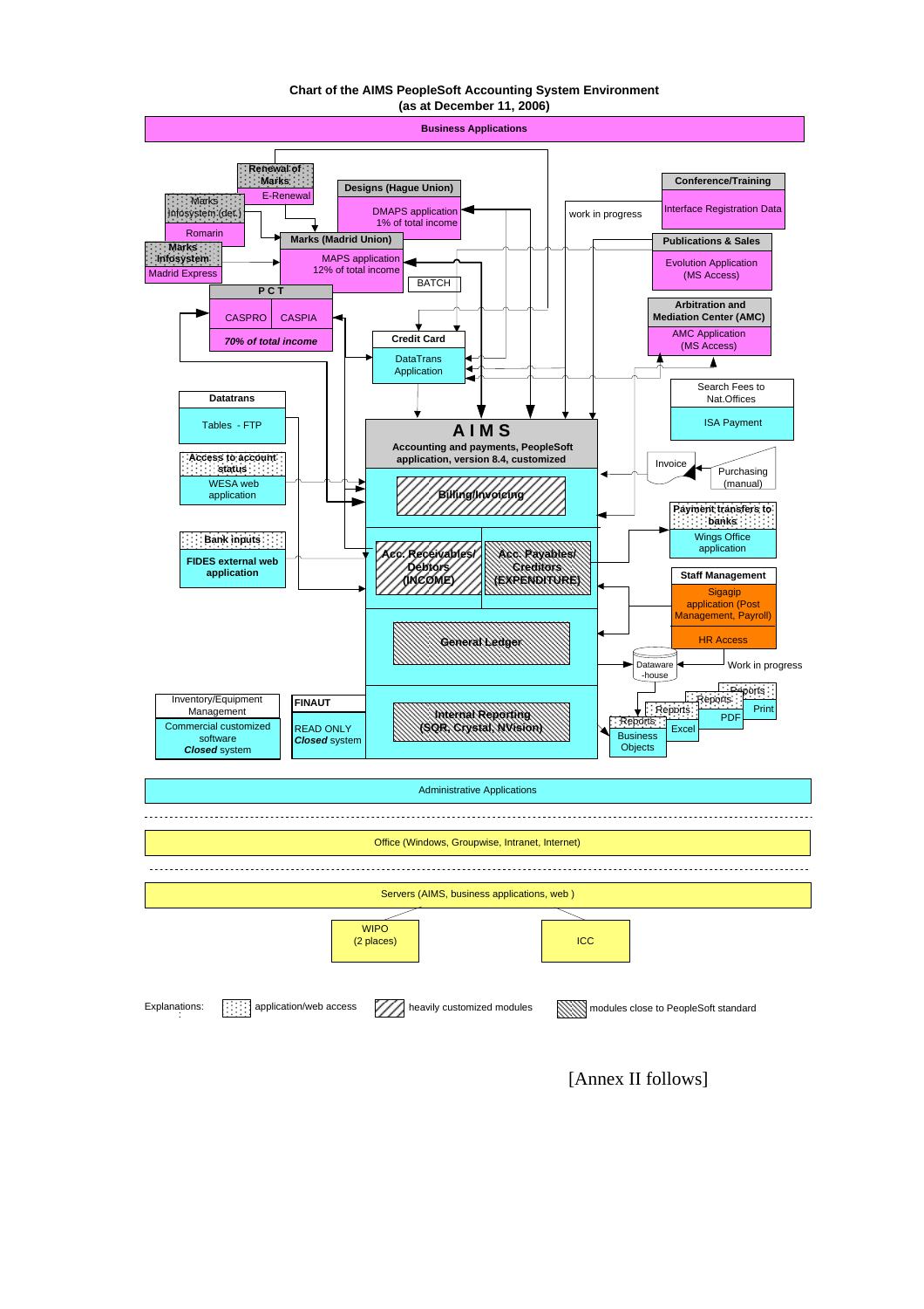**Chart of the AIMS PeopleSoft Accounting System Environment**
**(as at December 11, 2006)**

**Business Applications**

Renewal of Marks
E-Renewal

Marks Infosystem (det.)
Romarin

Marks Infosystem
Madrid Express

Designs (Hague Union)
DMAPS application
1% of total income

Marks (Madrid Union)
MAPS application
12% of total income

BATCH

P C T
CASPRO
CASPIA
*70% of total income*

Credit Card
DataTrans Application

work in progress

Conference/Training
Interface Registration Data

Publications & Sales
Evolution Application (MS Access)

Arbitration and Mediation Center (AMC)
AMC Application (MS Access)

Search Fees to Nat.Offices
ISA Payment

Datatrans
Tables - FTP

Access to account status
WESA web application

Bank inputs
FIDES external web application

A I M S
Accounting and payments, PeopleSoft application, version 8.4, customized

Billing/Invoicing

Acc. Receivables/ Debtors (INCOME)

Acc. Payables/ Creditors (EXPENDITURE)

General Ledger

Internal Reporting (SQR, Crystal, NVision)

Invoice
Purchasing (manual)

Payment transfers to banks
Wings Office application

Staff Management
Sigagip application (Post Management, Payroll)
HR Access

Dataware-house
Work in progress

Reports
Reports
Reports
Business Objects
Excel
PDF
Print

Inventory/Equipment Management
Commercial customized software
*Closed* system

FINAUT
READ ONLY
*Closed* system

Administrative Applications

Office (Windows, Groupwise, Intranet, Internet)

Servers (AIMS, business applications, web )

WIPO
(2 places)

ICC

Explanations: application/web access; heavily customized modules; modules close to PeopleSoft standard

[Annex II follows]